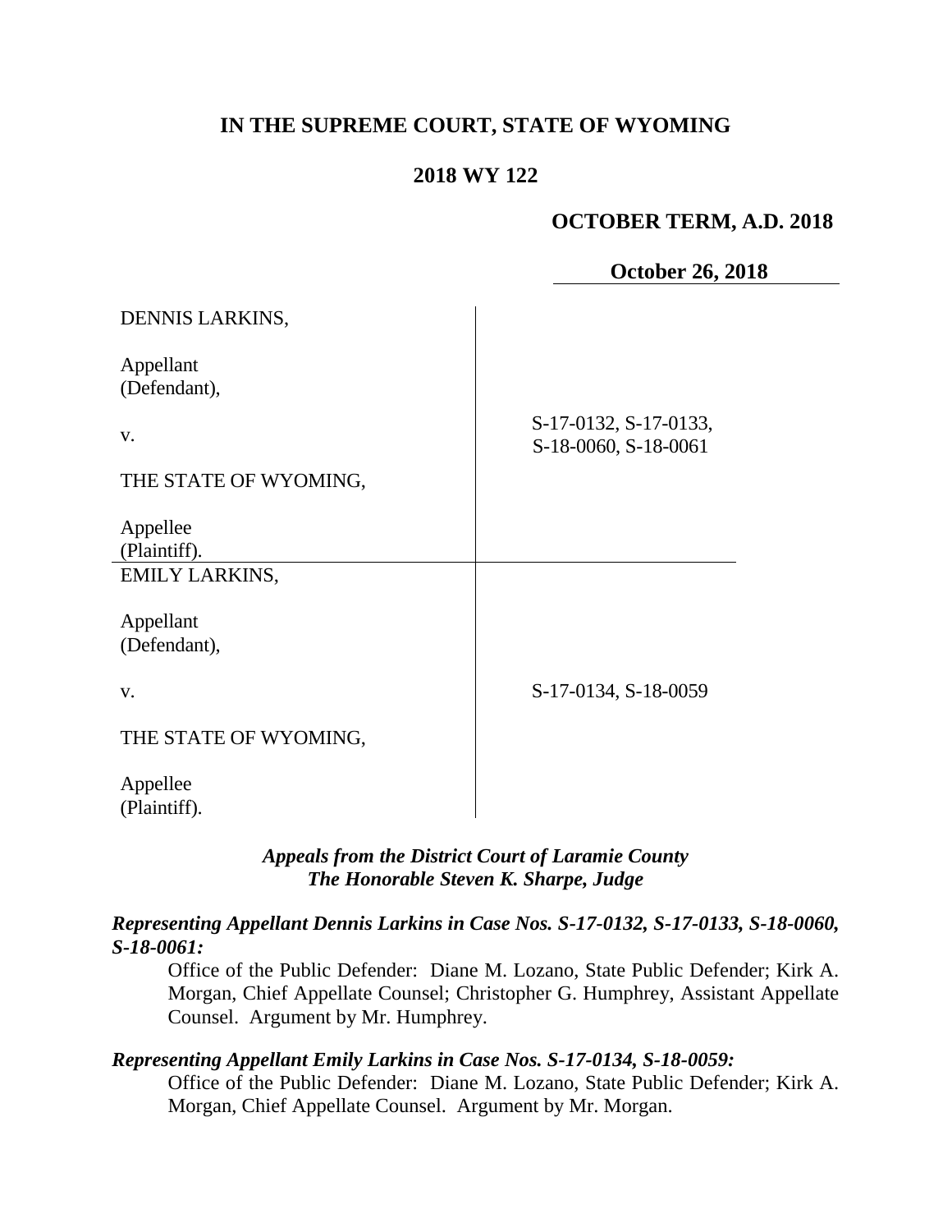# IN THE SUPREME COURT, STATE OF WYOMING

## 2018 WY 122

**OCTOBER TERM, A.D. 2018**

**October 26, 2018**

| | |
|---|---|
| DENNIS LARKINS,<br><br>Appellant<br>(Defendant),<br><br>v.<br><br>THE STATE OF WYOMING,<br><br>Appellee<br>(Plaintiff). | S-17-0132, S-17-0133,<br>S-18-0060, S-18-0061 |
| EMILY LARKINS,<br><br>Appellant<br>(Defendant),<br><br>v.<br><br>THE STATE OF WYOMING,<br><br>Appellee<br>(Plaintiff). | S-17-0134, S-18-0059 |

***Appeals from the District Court of Laramie County***
***The Honorable Steven K. Sharpe, Judge***

***Representing Appellant Dennis Larkins in Case Nos. S-17-0132, S-17-0133, S-18-0060, S-18-0061:***

Office of the Public Defender: Diane M. Lozano, State Public Defender; Kirk A. Morgan, Chief Appellate Counsel; Christopher G. Humphrey, Assistant Appellate Counsel. Argument by Mr. Humphrey.

***Representing Appellant Emily Larkins in Case Nos. S-17-0134, S-18-0059:***

Office of the Public Defender: Diane M. Lozano, State Public Defender; Kirk A. Morgan, Chief Appellate Counsel. Argument by Mr. Morgan.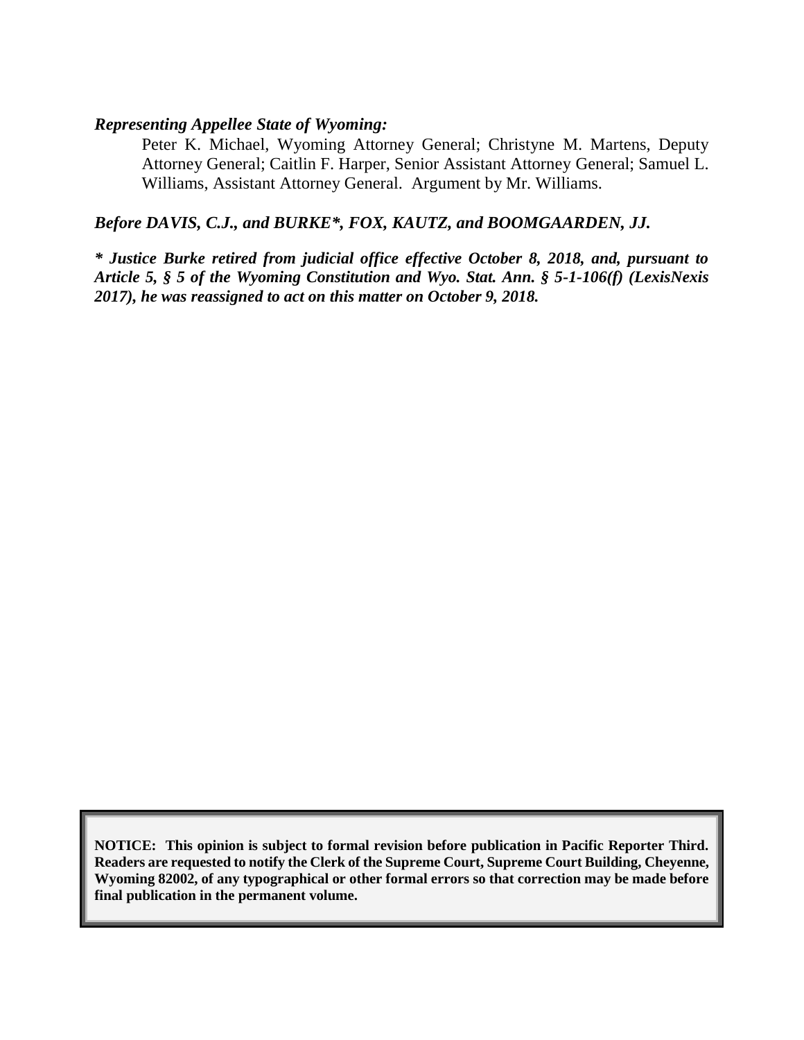***Representing Appellee State of Wyoming:***

Peter K. Michael, Wyoming Attorney General; Christyne M. Martens, Deputy Attorney General; Caitlin F. Harper, Senior Assistant Attorney General; Samuel L. Williams, Assistant Attorney General. Argument by Mr. Williams.

***Before DAVIS, C.J., and BURKE*, FOX, KAUTZ, and BOOMGAARDEN, JJ.***

***\* Justice Burke retired from judicial office effective October 8, 2018, and, pursuant to Article 5, § 5 of the Wyoming Constitution and Wyo. Stat. Ann. § 5-1-106(f) (LexisNexis 2017), he was reassigned to act on this matter on October 9, 2018.***

**NOTICE: This opinion is subject to formal revision before publication in Pacific Reporter Third. Readers are requested to notify the Clerk of the Supreme Court, Supreme Court Building, Cheyenne, Wyoming 82002, of any typographical or other formal errors so that correction may be made before final publication in the permanent volume.**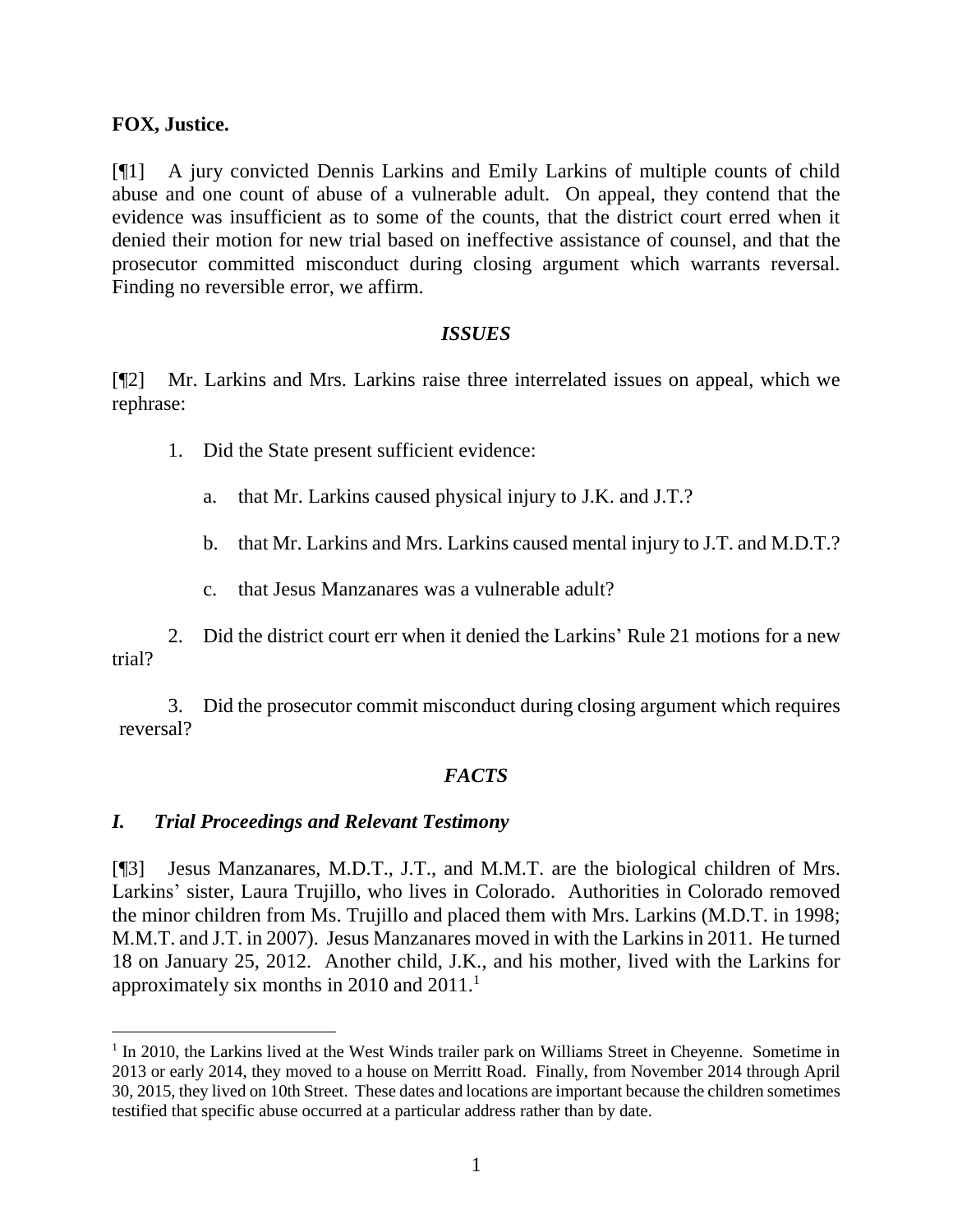**FOX, Justice.**

[¶1] A jury convicted Dennis Larkins and Emily Larkins of multiple counts of child abuse and one count of abuse of a vulnerable adult. On appeal, they contend that the evidence was insufficient as to some of the counts, that the district court erred when it denied their motion for new trial based on ineffective assistance of counsel, and that the prosecutor committed misconduct during closing argument which warrants reversal. Finding no reversible error, we affirm.

### ***ISSUES***

[¶2] Mr. Larkins and Mrs. Larkins raise three interrelated issues on appeal, which we rephrase:

1. Did the State present sufficient evidence:

   a. that Mr. Larkins caused physical injury to J.K. and J.T.?

   b. that Mr. Larkins and Mrs. Larkins caused mental injury to J.T. and M.D.T.?

   c. that Jesus Manzanares was a vulnerable adult?

2. Did the district court err when it denied the Larkins' Rule 21 motions for a new trial?

3. Did the prosecutor commit misconduct during closing argument which requires reversal?

### ***FACTS***

#### ***I. Trial Proceedings and Relevant Testimony***

[¶3] Jesus Manzanares, M.D.T., J.T., and M.M.T. are the biological children of Mrs. Larkins' sister, Laura Trujillo, who lives in Colorado. Authorities in Colorado removed the minor children from Ms. Trujillo and placed them with Mrs. Larkins (M.D.T. in 1998; M.M.T. and J.T. in 2007). Jesus Manzanares moved in with the Larkins in 2011. He turned 18 on January 25, 2012. Another child, J.K., and his mother, lived with the Larkins for approximately six months in 2010 and 2011.[1]

[1] In 2010, the Larkins lived at the West Winds trailer park on Williams Street in Cheyenne. Sometime in 2013 or early 2014, they moved to a house on Merritt Road. Finally, from November 2014 through April 30, 2015, they lived on 10th Street. These dates and locations are important because the children sometimes testified that specific abuse occurred at a particular address rather than by date.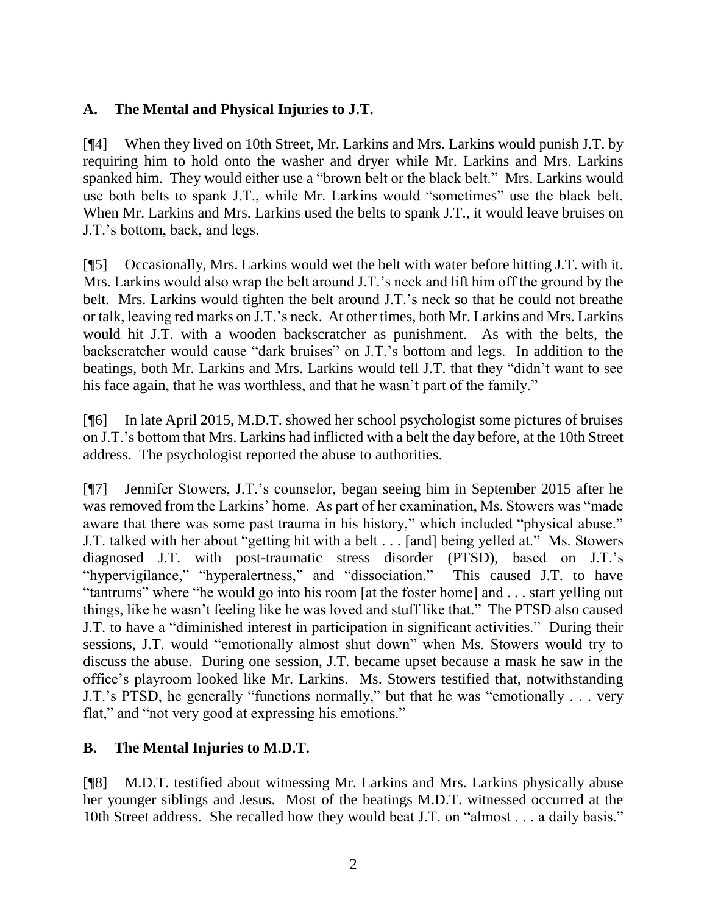## A. The Mental and Physical Injuries to J.T.

[¶4] When they lived on 10th Street, Mr. Larkins and Mrs. Larkins would punish J.T. by requiring him to hold onto the washer and dryer while Mr. Larkins and Mrs. Larkins spanked him. They would either use a "brown belt or the black belt." Mrs. Larkins would use both belts to spank J.T., while Mr. Larkins would "sometimes" use the black belt. When Mr. Larkins and Mrs. Larkins used the belts to spank J.T., it would leave bruises on J.T.'s bottom, back, and legs.

[¶5] Occasionally, Mrs. Larkins would wet the belt with water before hitting J.T. with it. Mrs. Larkins would also wrap the belt around J.T.'s neck and lift him off the ground by the belt. Mrs. Larkins would tighten the belt around J.T.'s neck so that he could not breathe or talk, leaving red marks on J.T.'s neck. At other times, both Mr. Larkins and Mrs. Larkins would hit J.T. with a wooden backscratcher as punishment. As with the belts, the backscratcher would cause "dark bruises" on J.T.'s bottom and legs. In addition to the beatings, both Mr. Larkins and Mrs. Larkins would tell J.T. that they "didn't want to see his face again, that he was worthless, and that he wasn't part of the family."

[¶6] In late April 2015, M.D.T. showed her school psychologist some pictures of bruises on J.T.'s bottom that Mrs. Larkins had inflicted with a belt the day before, at the 10th Street address. The psychologist reported the abuse to authorities.

[¶7] Jennifer Stowers, J.T.'s counselor, began seeing him in September 2015 after he was removed from the Larkins' home. As part of her examination, Ms. Stowers was "made aware that there was some past trauma in his history," which included "physical abuse." J.T. talked with her about "getting hit with a belt . . . [and] being yelled at." Ms. Stowers diagnosed J.T. with post-traumatic stress disorder (PTSD), based on J.T.'s "hypervigilance," "hyperalertness," and "dissociation." This caused J.T. to have "tantrums" where "he would go into his room [at the foster home] and . . . start yelling out things, like he wasn't feeling like he was loved and stuff like that." The PTSD also caused J.T. to have a "diminished interest in participation in significant activities." During their sessions, J.T. would "emotionally almost shut down" when Ms. Stowers would try to discuss the abuse. During one session, J.T. became upset because a mask he saw in the office's playroom looked like Mr. Larkins. Ms. Stowers testified that, notwithstanding J.T.'s PTSD, he generally "functions normally," but that he was "emotionally . . . very flat," and "not very good at expressing his emotions."

## B. The Mental Injuries to M.D.T.

[¶8] M.D.T. testified about witnessing Mr. Larkins and Mrs. Larkins physically abuse her younger siblings and Jesus. Most of the beatings M.D.T. witnessed occurred at the 10th Street address. She recalled how they would beat J.T. on "almost . . . a daily basis."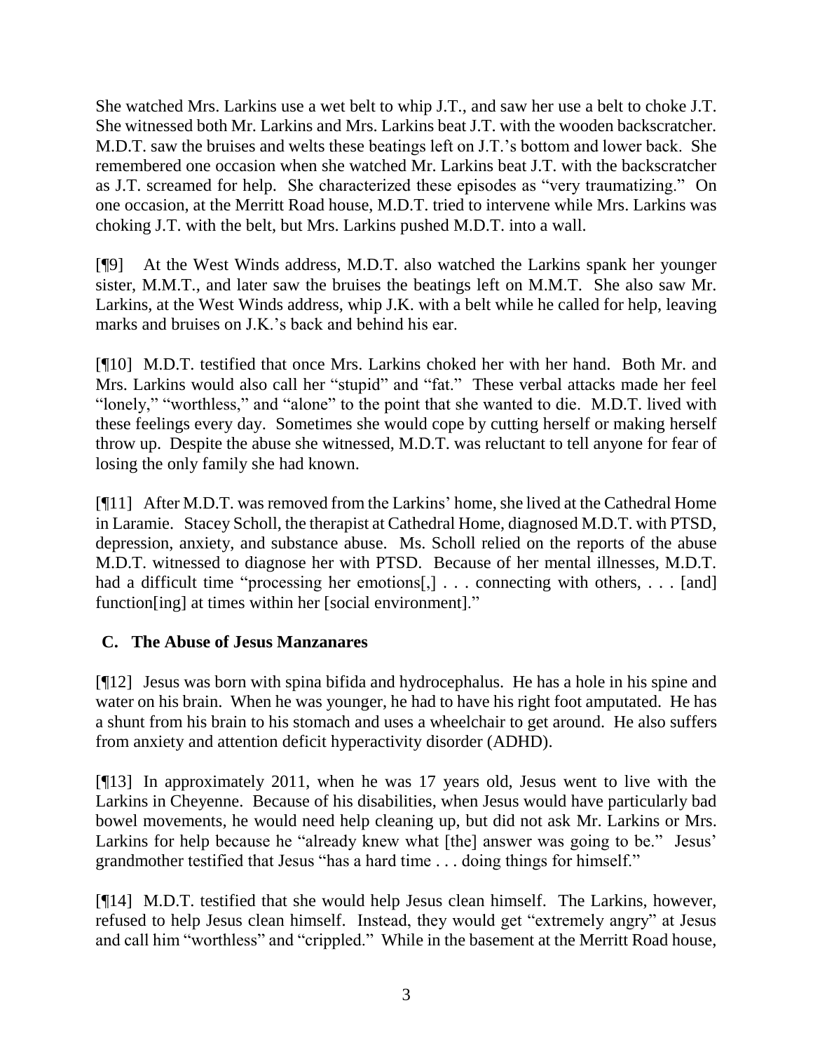She watched Mrs. Larkins use a wet belt to whip J.T., and saw her use a belt to choke J.T. She witnessed both Mr. Larkins and Mrs. Larkins beat J.T. with the wooden backscratcher. M.D.T. saw the bruises and welts these beatings left on J.T.'s bottom and lower back. She remembered one occasion when she watched Mr. Larkins beat J.T. with the backscratcher as J.T. screamed for help. She characterized these episodes as "very traumatizing." On one occasion, at the Merritt Road house, M.D.T. tried to intervene while Mrs. Larkins was choking J.T. with the belt, but Mrs. Larkins pushed M.D.T. into a wall.

[¶9] At the West Winds address, M.D.T. also watched the Larkins spank her younger sister, M.M.T., and later saw the bruises the beatings left on M.M.T. She also saw Mr. Larkins, at the West Winds address, whip J.K. with a belt while he called for help, leaving marks and bruises on J.K.'s back and behind his ear.

[¶10] M.D.T. testified that once Mrs. Larkins choked her with her hand. Both Mr. and Mrs. Larkins would also call her "stupid" and "fat." These verbal attacks made her feel "lonely," "worthless," and "alone" to the point that she wanted to die. M.D.T. lived with these feelings every day. Sometimes she would cope by cutting herself or making herself throw up. Despite the abuse she witnessed, M.D.T. was reluctant to tell anyone for fear of losing the only family she had known.

[¶11] After M.D.T. was removed from the Larkins' home, she lived at the Cathedral Home in Laramie. Stacey Scholl, the therapist at Cathedral Home, diagnosed M.D.T. with PTSD, depression, anxiety, and substance abuse. Ms. Scholl relied on the reports of the abuse M.D.T. witnessed to diagnose her with PTSD. Because of her mental illnesses, M.D.T. had a difficult time "processing her emotions[,] . . . connecting with others, . . . [and] function[ing] at times within her [social environment]."

## C. The Abuse of Jesus Manzanares

[¶12] Jesus was born with spina bifida and hydrocephalus. He has a hole in his spine and water on his brain. When he was younger, he had to have his right foot amputated. He has a shunt from his brain to his stomach and uses a wheelchair to get around. He also suffers from anxiety and attention deficit hyperactivity disorder (ADHD).

[¶13] In approximately 2011, when he was 17 years old, Jesus went to live with the Larkins in Cheyenne. Because of his disabilities, when Jesus would have particularly bad bowel movements, he would need help cleaning up, but did not ask Mr. Larkins or Mrs. Larkins for help because he "already knew what [the] answer was going to be." Jesus' grandmother testified that Jesus "has a hard time . . . doing things for himself."

[¶14] M.D.T. testified that she would help Jesus clean himself. The Larkins, however, refused to help Jesus clean himself. Instead, they would get "extremely angry" at Jesus and call him "worthless" and "crippled." While in the basement at the Merritt Road house,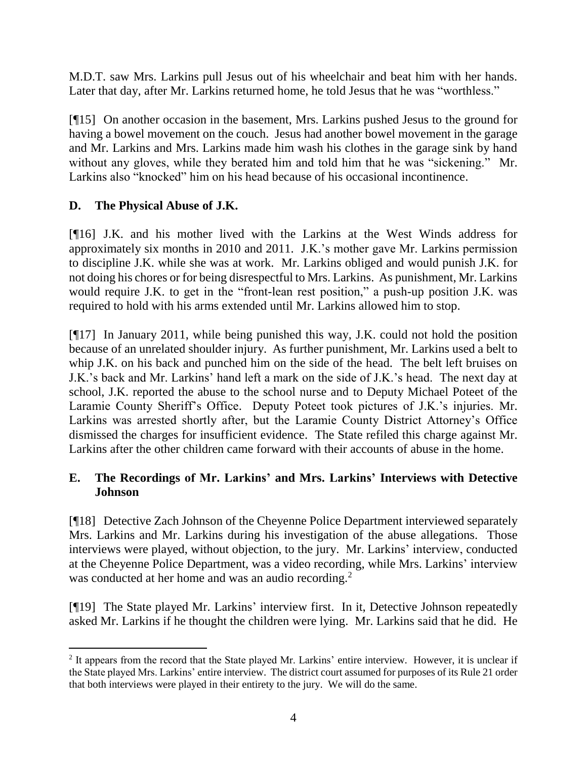M.D.T. saw Mrs. Larkins pull Jesus out of his wheelchair and beat him with her hands. Later that day, after Mr. Larkins returned home, he told Jesus that he was "worthless."

[¶15] On another occasion in the basement, Mrs. Larkins pushed Jesus to the ground for having a bowel movement on the couch. Jesus had another bowel movement in the garage and Mr. Larkins and Mrs. Larkins made him wash his clothes in the garage sink by hand without any gloves, while they berated him and told him that he was "sickening." Mr. Larkins also "knocked" him on his head because of his occasional incontinence.

## D. The Physical Abuse of J.K.

[¶16] J.K. and his mother lived with the Larkins at the West Winds address for approximately six months in 2010 and 2011. J.K.'s mother gave Mr. Larkins permission to discipline J.K. while she was at work. Mr. Larkins obliged and would punish J.K. for not doing his chores or for being disrespectful to Mrs. Larkins. As punishment, Mr. Larkins would require J.K. to get in the "front-lean rest position," a push-up position J.K. was required to hold with his arms extended until Mr. Larkins allowed him to stop.

[¶17] In January 2011, while being punished this way, J.K. could not hold the position because of an unrelated shoulder injury. As further punishment, Mr. Larkins used a belt to whip J.K. on his back and punched him on the side of the head. The belt left bruises on J.K.'s back and Mr. Larkins' hand left a mark on the side of J.K.'s head. The next day at school, J.K. reported the abuse to the school nurse and to Deputy Michael Poteet of the Laramie County Sheriff's Office. Deputy Poteet took pictures of J.K.'s injuries. Mr. Larkins was arrested shortly after, but the Laramie County District Attorney's Office dismissed the charges for insufficient evidence. The State refiled this charge against Mr. Larkins after the other children came forward with their accounts of abuse in the home.

## E. The Recordings of Mr. Larkins' and Mrs. Larkins' Interviews with Detective Johnson

[¶18] Detective Zach Johnson of the Cheyenne Police Department interviewed separately Mrs. Larkins and Mr. Larkins during his investigation of the abuse allegations. Those interviews were played, without objection, to the jury. Mr. Larkins' interview, conducted at the Cheyenne Police Department, was a video recording, while Mrs. Larkins' interview was conducted at her home and was an audio recording.[2]

[¶19] The State played Mr. Larkins' interview first. In it, Detective Johnson repeatedly asked Mr. Larkins if he thought the children were lying. Mr. Larkins said that he did. He

---

[2] It appears from the record that the State played Mr. Larkins' entire interview. However, it is unclear if the State played Mrs. Larkins' entire interview. The district court assumed for purposes of its Rule 21 order that both interviews were played in their entirety to the jury. We will do the same.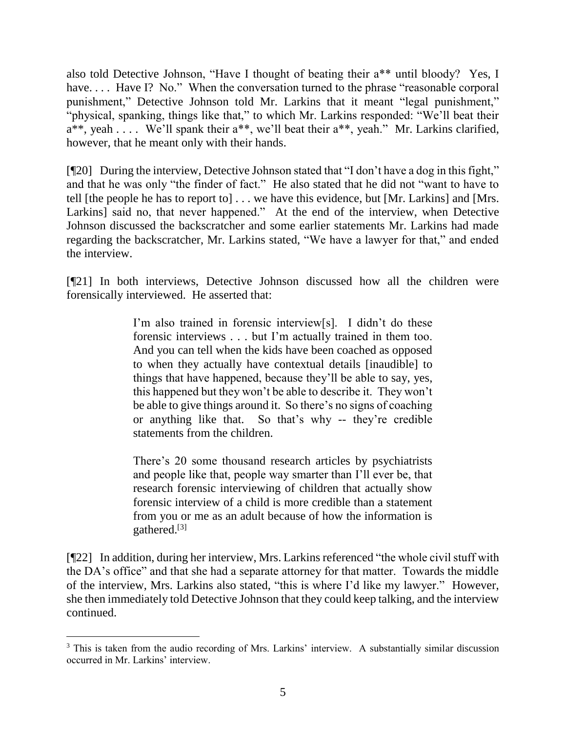also told Detective Johnson, "Have I thought of beating their a** until bloody? Yes, I have. . . . Have I? No." When the conversation turned to the phrase "reasonable corporal punishment," Detective Johnson told Mr. Larkins that it meant "legal punishment," "physical, spanking, things like that," to which Mr. Larkins responded: "We'll beat their a**, yeah . . . . We'll spank their a**, we'll beat their a**, yeah." Mr. Larkins clarified, however, that he meant only with their hands.

[¶20] During the interview, Detective Johnson stated that "I don't have a dog in this fight," and that he was only "the finder of fact." He also stated that he did not "want to have to tell [the people he has to report to] . . . we have this evidence, but [Mr. Larkins] and [Mrs. Larkins] said no, that never happened." At the end of the interview, when Detective Johnson discussed the backscratcher and some earlier statements Mr. Larkins had made regarding the backscratcher, Mr. Larkins stated, "We have a lawyer for that," and ended the interview.

[¶21] In both interviews, Detective Johnson discussed how all the children were forensically interviewed. He asserted that:

> I'm also trained in forensic interview[s]. I didn't do these forensic interviews . . . but I'm actually trained in them too. And you can tell when the kids have been coached as opposed to when they actually have contextual details [inaudible] to things that have happened, because they'll be able to say, yes, this happened but they won't be able to describe it. They won't be able to give things around it. So there's no signs of coaching or anything like that. So that's why -- they're credible statements from the children.
>
> There's 20 some thousand research articles by psychiatrists and people like that, people way smarter than I'll ever be, that research forensic interviewing of children that actually show forensic interview of a child is more credible than a statement from you or me as an adult because of how the information is gathered.[3]

[¶22] In addition, during her interview, Mrs. Larkins referenced "the whole civil stuff with the DA's office" and that she had a separate attorney for that matter. Towards the middle of the interview, Mrs. Larkins also stated, "this is where I'd like my lawyer." However, she then immediately told Detective Johnson that they could keep talking, and the interview continued.

---

[3] This is taken from the audio recording of Mrs. Larkins' interview. A substantially similar discussion occurred in Mr. Larkins' interview.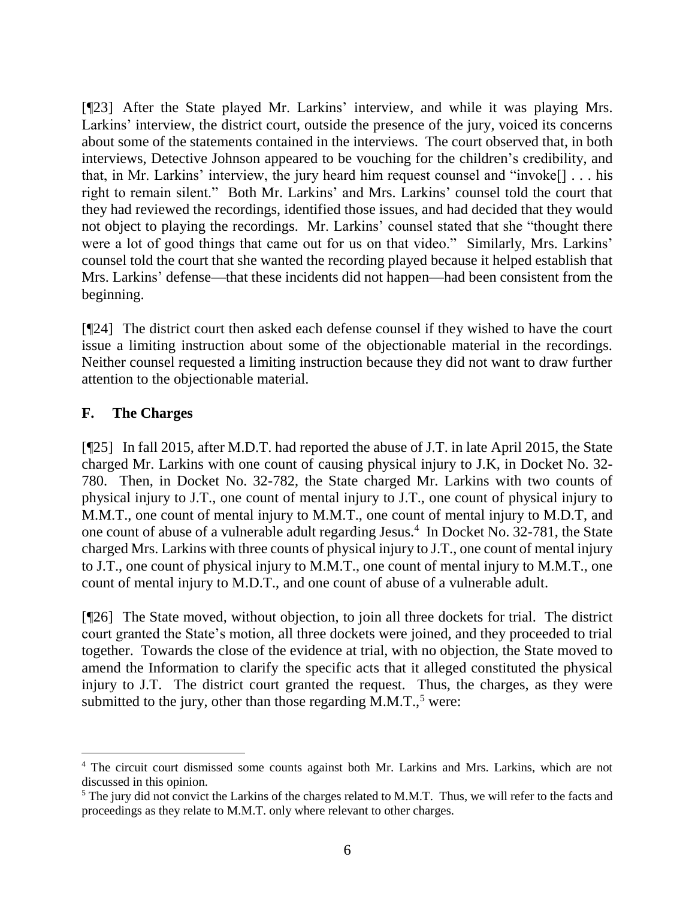[¶23] After the State played Mr. Larkins' interview, and while it was playing Mrs. Larkins' interview, the district court, outside the presence of the jury, voiced its concerns about some of the statements contained in the interviews. The court observed that, in both interviews, Detective Johnson appeared to be vouching for the children's credibility, and that, in Mr. Larkins' interview, the jury heard him request counsel and "invoke[] . . . his right to remain silent." Both Mr. Larkins' and Mrs. Larkins' counsel told the court that they had reviewed the recordings, identified those issues, and had decided that they would not object to playing the recordings. Mr. Larkins' counsel stated that she "thought there were a lot of good things that came out for us on that video." Similarly, Mrs. Larkins' counsel told the court that she wanted the recording played because it helped establish that Mrs. Larkins' defense—that these incidents did not happen—had been consistent from the beginning.

[¶24] The district court then asked each defense counsel if they wished to have the court issue a limiting instruction about some of the objectionable material in the recordings. Neither counsel requested a limiting instruction because they did not want to draw further attention to the objectionable material.

### F. The Charges

[¶25] In fall 2015, after M.D.T. had reported the abuse of J.T. in late April 2015, the State charged Mr. Larkins with one count of causing physical injury to J.K, in Docket No. 32-780. Then, in Docket No. 32-782, the State charged Mr. Larkins with two counts of physical injury to J.T., one count of mental injury to J.T., one count of physical injury to M.M.T., one count of mental injury to M.M.T., one count of mental injury to M.D.T, and one count of abuse of a vulnerable adult regarding Jesus.[4] In Docket No. 32-781, the State charged Mrs. Larkins with three counts of physical injury to J.T., one count of mental injury to J.T., one count of physical injury to M.M.T., one count of mental injury to M.M.T., one count of mental injury to M.D.T., and one count of abuse of a vulnerable adult.

[¶26] The State moved, without objection, to join all three dockets for trial. The district court granted the State's motion, all three dockets were joined, and they proceeded to trial together. Towards the close of the evidence at trial, with no objection, the State moved to amend the Information to clarify the specific acts that it alleged constituted the physical injury to J.T. The district court granted the request. Thus, the charges, as they were submitted to the jury, other than those regarding M.M.T.,[5] were:

---

[4] The circuit court dismissed some counts against both Mr. Larkins and Mrs. Larkins, which are not discussed in this opinion.

[5] The jury did not convict the Larkins of the charges related to M.M.T. Thus, we will refer to the facts and proceedings as they relate to M.M.T. only where relevant to other charges.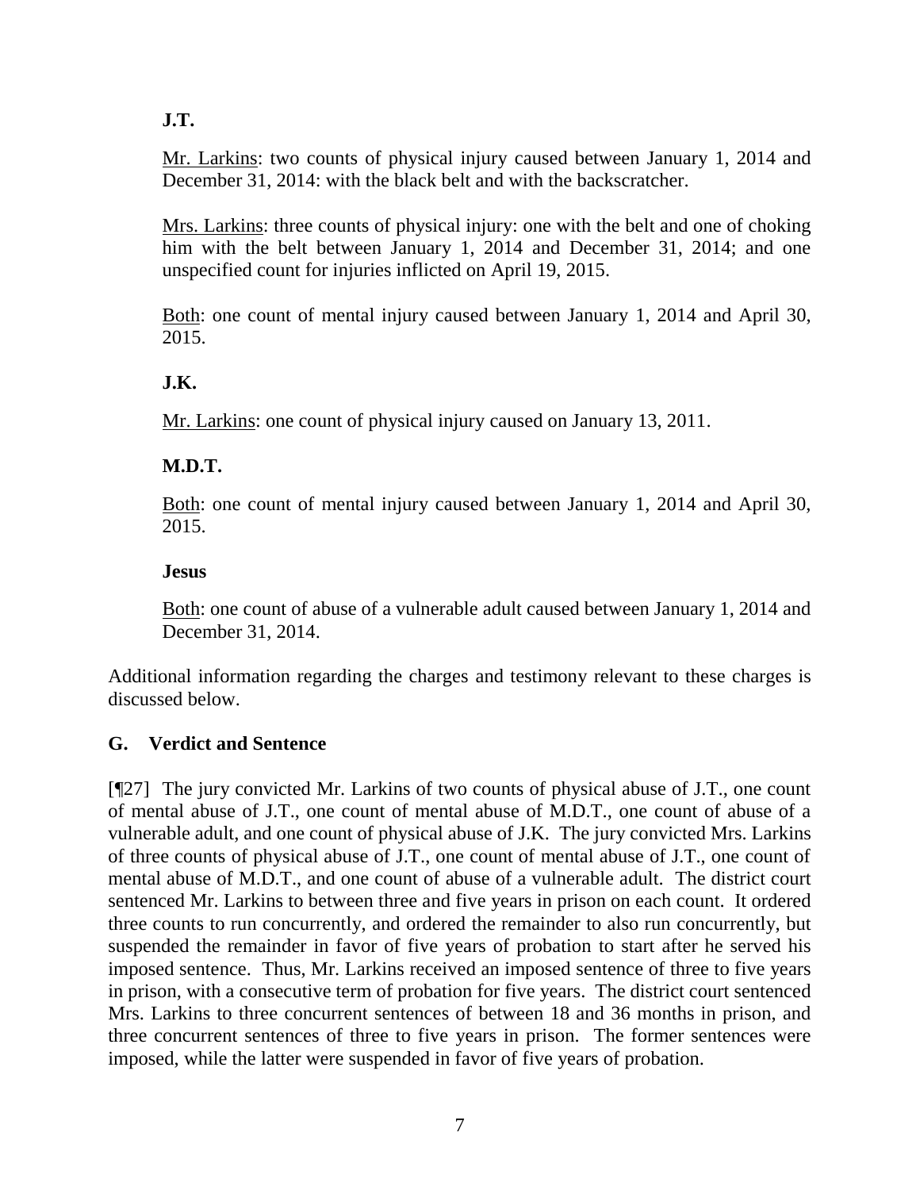**J.T.**

Mr. Larkins: two counts of physical injury caused between January 1, 2014 and December 31, 2014: with the black belt and with the backscratcher.

Mrs. Larkins: three counts of physical injury: one with the belt and one of choking him with the belt between January 1, 2014 and December 31, 2014; and one unspecified count for injuries inflicted on April 19, 2015.

Both: one count of mental injury caused between January 1, 2014 and April 30, 2015.

**J.K.**

Mr. Larkins: one count of physical injury caused on January 13, 2011.

**M.D.T.**

Both: one count of mental injury caused between January 1, 2014 and April 30, 2015.

**Jesus**

Both: one count of abuse of a vulnerable adult caused between January 1, 2014 and December 31, 2014.

Additional information regarding the charges and testimony relevant to these charges is discussed below.

### G. Verdict and Sentence

[¶27] The jury convicted Mr. Larkins of two counts of physical abuse of J.T., one count of mental abuse of J.T., one count of mental abuse of M.D.T., one count of abuse of a vulnerable adult, and one count of physical abuse of J.K. The jury convicted Mrs. Larkins of three counts of physical abuse of J.T., one count of mental abuse of J.T., one count of mental abuse of M.D.T., and one count of abuse of a vulnerable adult. The district court sentenced Mr. Larkins to between three and five years in prison on each count. It ordered three counts to run concurrently, and ordered the remainder to also run concurrently, but suspended the remainder in favor of five years of probation to start after he served his imposed sentence. Thus, Mr. Larkins received an imposed sentence of three to five years in prison, with a consecutive term of probation for five years. The district court sentenced Mrs. Larkins to three concurrent sentences of between 18 and 36 months in prison, and three concurrent sentences of three to five years in prison. The former sentences were imposed, while the latter were suspended in favor of five years of probation.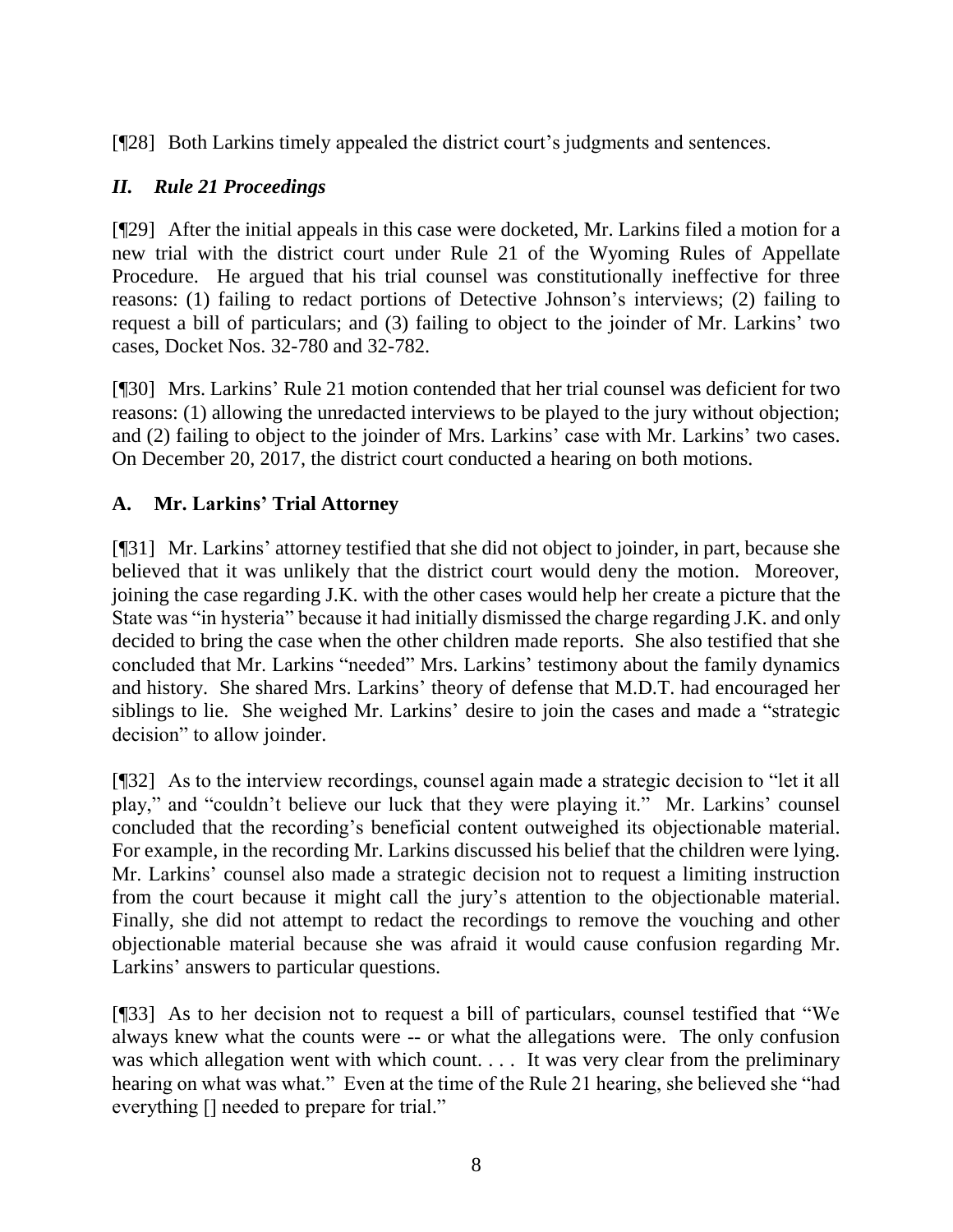[¶28] Both Larkins timely appealed the district court's judgments and sentences.

## *II. Rule 21 Proceedings*

[¶29] After the initial appeals in this case were docketed, Mr. Larkins filed a motion for a new trial with the district court under Rule 21 of the Wyoming Rules of Appellate Procedure. He argued that his trial counsel was constitutionally ineffective for three reasons: (1) failing to redact portions of Detective Johnson's interviews; (2) failing to request a bill of particulars; and (3) failing to object to the joinder of Mr. Larkins' two cases, Docket Nos. 32-780 and 32-782.

[¶30] Mrs. Larkins' Rule 21 motion contended that her trial counsel was deficient for two reasons: (1) allowing the unredacted interviews to be played to the jury without objection; and (2) failing to object to the joinder of Mrs. Larkins' case with Mr. Larkins' two cases. On December 20, 2017, the district court conducted a hearing on both motions.

### A. Mr. Larkins' Trial Attorney

[¶31] Mr. Larkins' attorney testified that she did not object to joinder, in part, because she believed that it was unlikely that the district court would deny the motion. Moreover, joining the case regarding J.K. with the other cases would help her create a picture that the State was "in hysteria" because it had initially dismissed the charge regarding J.K. and only decided to bring the case when the other children made reports. She also testified that she concluded that Mr. Larkins "needed" Mrs. Larkins' testimony about the family dynamics and history. She shared Mrs. Larkins' theory of defense that M.D.T. had encouraged her siblings to lie. She weighed Mr. Larkins' desire to join the cases and made a "strategic decision" to allow joinder.

[¶32] As to the interview recordings, counsel again made a strategic decision to "let it all play," and "couldn't believe our luck that they were playing it." Mr. Larkins' counsel concluded that the recording's beneficial content outweighed its objectionable material. For example, in the recording Mr. Larkins discussed his belief that the children were lying. Mr. Larkins' counsel also made a strategic decision not to request a limiting instruction from the court because it might call the jury's attention to the objectionable material. Finally, she did not attempt to redact the recordings to remove the vouching and other objectionable material because she was afraid it would cause confusion regarding Mr. Larkins' answers to particular questions.

[¶33] As to her decision not to request a bill of particulars, counsel testified that "We always knew what the counts were -- or what the allegations were. The only confusion was which allegation went with which count. . . . It was very clear from the preliminary hearing on what was what." Even at the time of the Rule 21 hearing, she believed she "had everything [] needed to prepare for trial."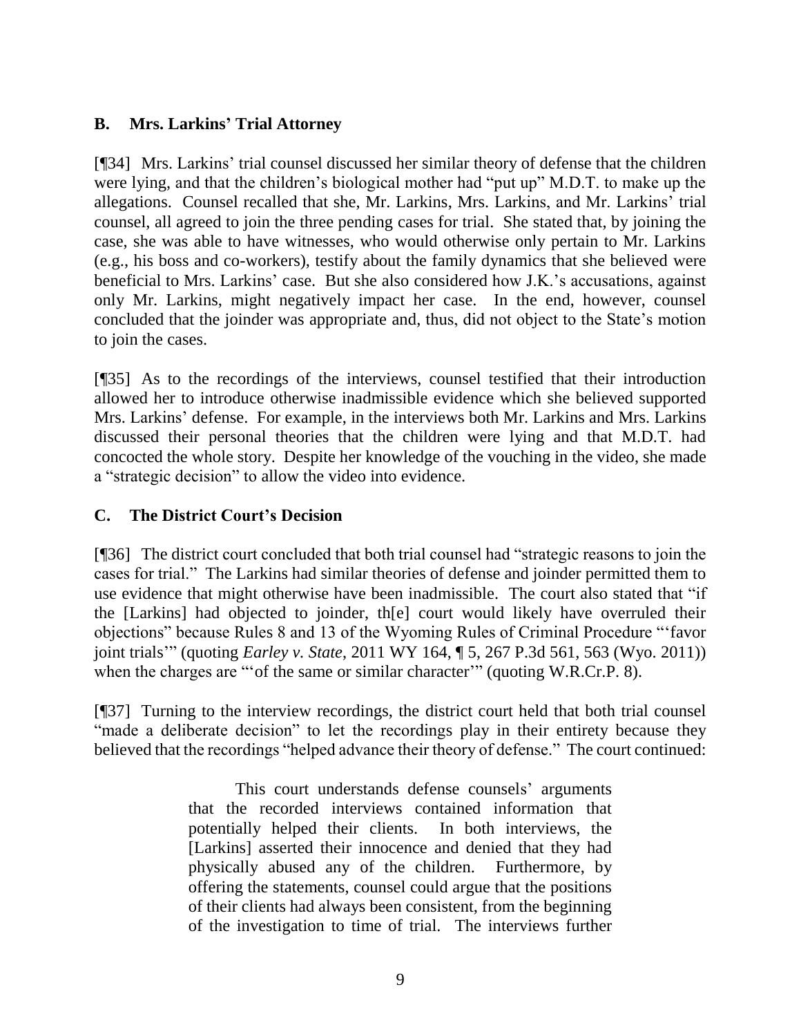## B. Mrs. Larkins' Trial Attorney

[¶34] Mrs. Larkins' trial counsel discussed her similar theory of defense that the children were lying, and that the children's biological mother had "put up" M.D.T. to make up the allegations. Counsel recalled that she, Mr. Larkins, Mrs. Larkins, and Mr. Larkins' trial counsel, all agreed to join the three pending cases for trial. She stated that, by joining the case, she was able to have witnesses, who would otherwise only pertain to Mr. Larkins (e.g., his boss and co-workers), testify about the family dynamics that she believed were beneficial to Mrs. Larkins' case. But she also considered how J.K.'s accusations, against only Mr. Larkins, might negatively impact her case. In the end, however, counsel concluded that the joinder was appropriate and, thus, did not object to the State's motion to join the cases.

[¶35] As to the recordings of the interviews, counsel testified that their introduction allowed her to introduce otherwise inadmissible evidence which she believed supported Mrs. Larkins' defense. For example, in the interviews both Mr. Larkins and Mrs. Larkins discussed their personal theories that the children were lying and that M.D.T. had concocted the whole story. Despite her knowledge of the vouching in the video, she made a "strategic decision" to allow the video into evidence.

## C. The District Court's Decision

[¶36] The district court concluded that both trial counsel had "strategic reasons to join the cases for trial." The Larkins had similar theories of defense and joinder permitted them to use evidence that might otherwise have been inadmissible. The court also stated that "if the [Larkins] had objected to joinder, th[e] court would likely have overruled their objections" because Rules 8 and 13 of the Wyoming Rules of Criminal Procedure "'favor joint trials'" (quoting *Earley v. State*, 2011 WY 164, ¶ 5, 267 P.3d 561, 563 (Wyo. 2011)) when the charges are "'of the same or similar character'" (quoting W.R.Cr.P. 8).

[¶37] Turning to the interview recordings, the district court held that both trial counsel "made a deliberate decision" to let the recordings play in their entirety because they believed that the recordings "helped advance their theory of defense." The court continued:

> This court understands defense counsels' arguments that the recorded interviews contained information that potentially helped their clients. In both interviews, the [Larkins] asserted their innocence and denied that they had physically abused any of the children. Furthermore, by offering the statements, counsel could argue that the positions of their clients had always been consistent, from the beginning of the investigation to time of trial. The interviews further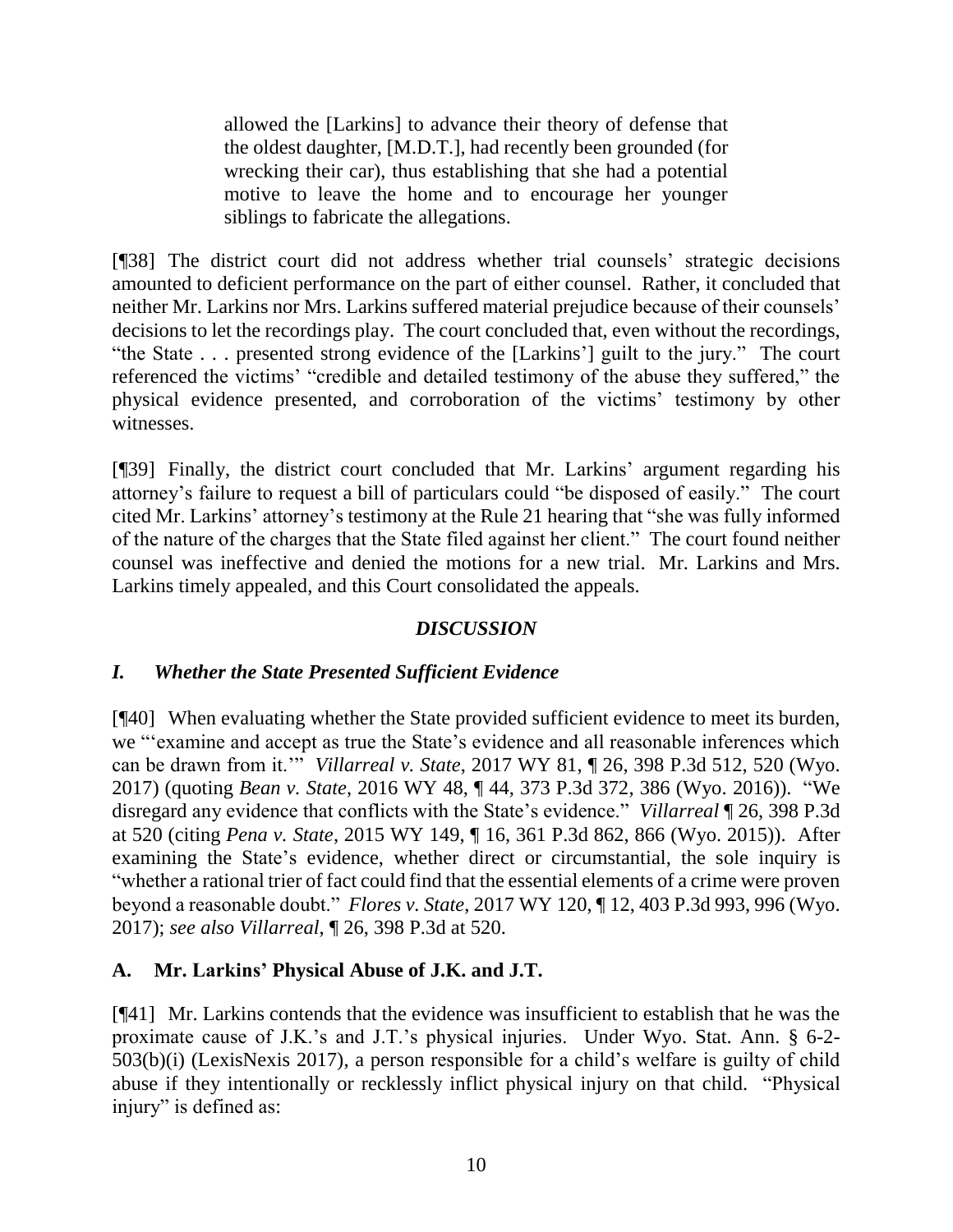> allowed the [Larkins] to advance their theory of defense that the oldest daughter, [M.D.T.], had recently been grounded (for wrecking their car), thus establishing that she had a potential motive to leave the home and to encourage her younger siblings to fabricate the allegations.

[¶38] The district court did not address whether trial counsels' strategic decisions amounted to deficient performance on the part of either counsel. Rather, it concluded that neither Mr. Larkins nor Mrs. Larkins suffered material prejudice because of their counsels' decisions to let the recordings play. The court concluded that, even without the recordings, "the State . . . presented strong evidence of the [Larkins'] guilt to the jury." The court referenced the victims' "credible and detailed testimony of the abuse they suffered," the physical evidence presented, and corroboration of the victims' testimony by other witnesses.

[¶39] Finally, the district court concluded that Mr. Larkins' argument regarding his attorney's failure to request a bill of particulars could "be disposed of easily." The court cited Mr. Larkins' attorney's testimony at the Rule 21 hearing that "she was fully informed of the nature of the charges that the State filed against her client." The court found neither counsel was ineffective and denied the motions for a new trial. Mr. Larkins and Mrs. Larkins timely appealed, and this Court consolidated the appeals.

## *DISCUSSION*

### *I. Whether the State Presented Sufficient Evidence*

[¶40] When evaluating whether the State provided sufficient evidence to meet its burden, we "'examine and accept as true the State's evidence and all reasonable inferences which can be drawn from it.'" *Villarreal v. State*, 2017 WY 81, ¶ 26, 398 P.3d 512, 520 (Wyo. 2017) (quoting *Bean v. State*, 2016 WY 48, ¶ 44, 373 P.3d 372, 386 (Wyo. 2016)). "We disregard any evidence that conflicts with the State's evidence." *Villarreal* ¶ 26, 398 P.3d at 520 (citing *Pena v. State*, 2015 WY 149, ¶ 16, 361 P.3d 862, 866 (Wyo. 2015)). After examining the State's evidence, whether direct or circumstantial, the sole inquiry is "whether a rational trier of fact could find that the essential elements of a crime were proven beyond a reasonable doubt." *Flores v. State*, 2017 WY 120, ¶ 12, 403 P.3d 993, 996 (Wyo. 2017); *see also Villarreal*, ¶ 26, 398 P.3d at 520.

### **A. Mr. Larkins' Physical Abuse of J.K. and J.T.**

[¶41] Mr. Larkins contends that the evidence was insufficient to establish that he was the proximate cause of J.K.'s and J.T.'s physical injuries. Under Wyo. Stat. Ann. § 6-2-503(b)(i) (LexisNexis 2017), a person responsible for a child's welfare is guilty of child abuse if they intentionally or recklessly inflict physical injury on that child. "Physical injury" is defined as: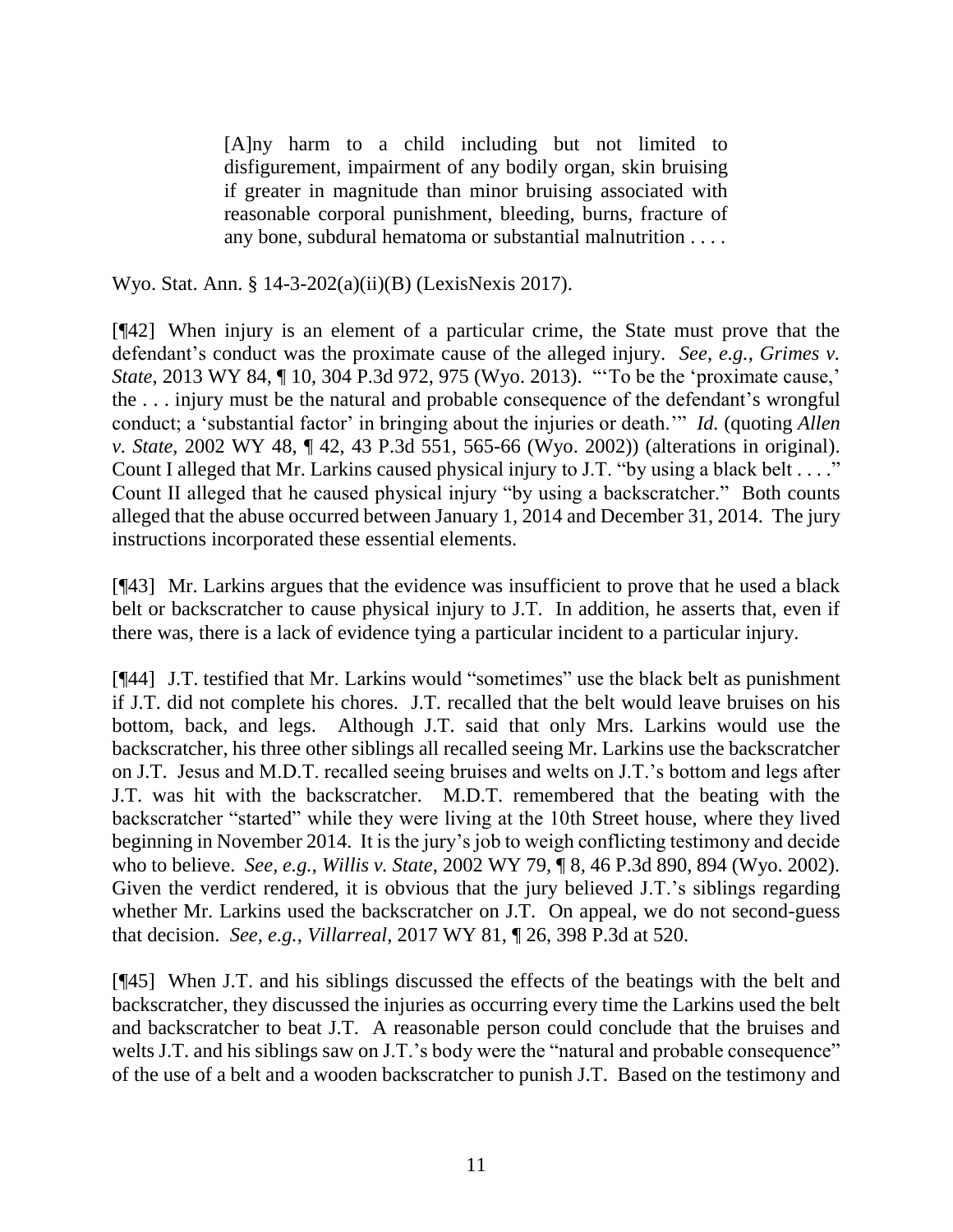> [A]ny harm to a child including but not limited to disfigurement, impairment of any bodily organ, skin bruising if greater in magnitude than minor bruising associated with reasonable corporal punishment, bleeding, burns, fracture of any bone, subdural hematoma or substantial malnutrition . . . .

Wyo. Stat. Ann. § 14-3-202(a)(ii)(B) (LexisNexis 2017).

[¶42] When injury is an element of a particular crime, the State must prove that the defendant's conduct was the proximate cause of the alleged injury. *See, e.g.*, *Grimes v. State*, 2013 WY 84, ¶ 10, 304 P.3d 972, 975 (Wyo. 2013). "'To be the 'proximate cause,' the . . . injury must be the natural and probable consequence of the defendant's wrongful conduct; a 'substantial factor' in bringing about the injuries or death.'" *Id.* (quoting *Allen v. State*, 2002 WY 48, ¶ 42, 43 P.3d 551, 565-66 (Wyo. 2002)) (alterations in original). Count I alleged that Mr. Larkins caused physical injury to J.T. "by using a black belt . . . ." Count II alleged that he caused physical injury "by using a backscratcher." Both counts alleged that the abuse occurred between January 1, 2014 and December 31, 2014. The jury instructions incorporated these essential elements.

[¶43] Mr. Larkins argues that the evidence was insufficient to prove that he used a black belt or backscratcher to cause physical injury to J.T. In addition, he asserts that, even if there was, there is a lack of evidence tying a particular incident to a particular injury.

[¶44] J.T. testified that Mr. Larkins would "sometimes" use the black belt as punishment if J.T. did not complete his chores. J.T. recalled that the belt would leave bruises on his bottom, back, and legs. Although J.T. said that only Mrs. Larkins would use the backscratcher, his three other siblings all recalled seeing Mr. Larkins use the backscratcher on J.T. Jesus and M.D.T. recalled seeing bruises and welts on J.T.'s bottom and legs after J.T. was hit with the backscratcher. M.D.T. remembered that the beating with the backscratcher "started" while they were living at the 10th Street house, where they lived beginning in November 2014. It is the jury's job to weigh conflicting testimony and decide who to believe. *See, e.g.*, *Willis v. State*, 2002 WY 79, ¶ 8, 46 P.3d 890, 894 (Wyo. 2002). Given the verdict rendered, it is obvious that the jury believed J.T.'s siblings regarding whether Mr. Larkins used the backscratcher on J.T. On appeal, we do not second-guess that decision. *See, e.g.*, *Villarreal*, 2017 WY 81, ¶ 26, 398 P.3d at 520.

[¶45] When J.T. and his siblings discussed the effects of the beatings with the belt and backscratcher, they discussed the injuries as occurring every time the Larkins used the belt and backscratcher to beat J.T. A reasonable person could conclude that the bruises and welts J.T. and his siblings saw on J.T.'s body were the "natural and probable consequence" of the use of a belt and a wooden backscratcher to punish J.T. Based on the testimony and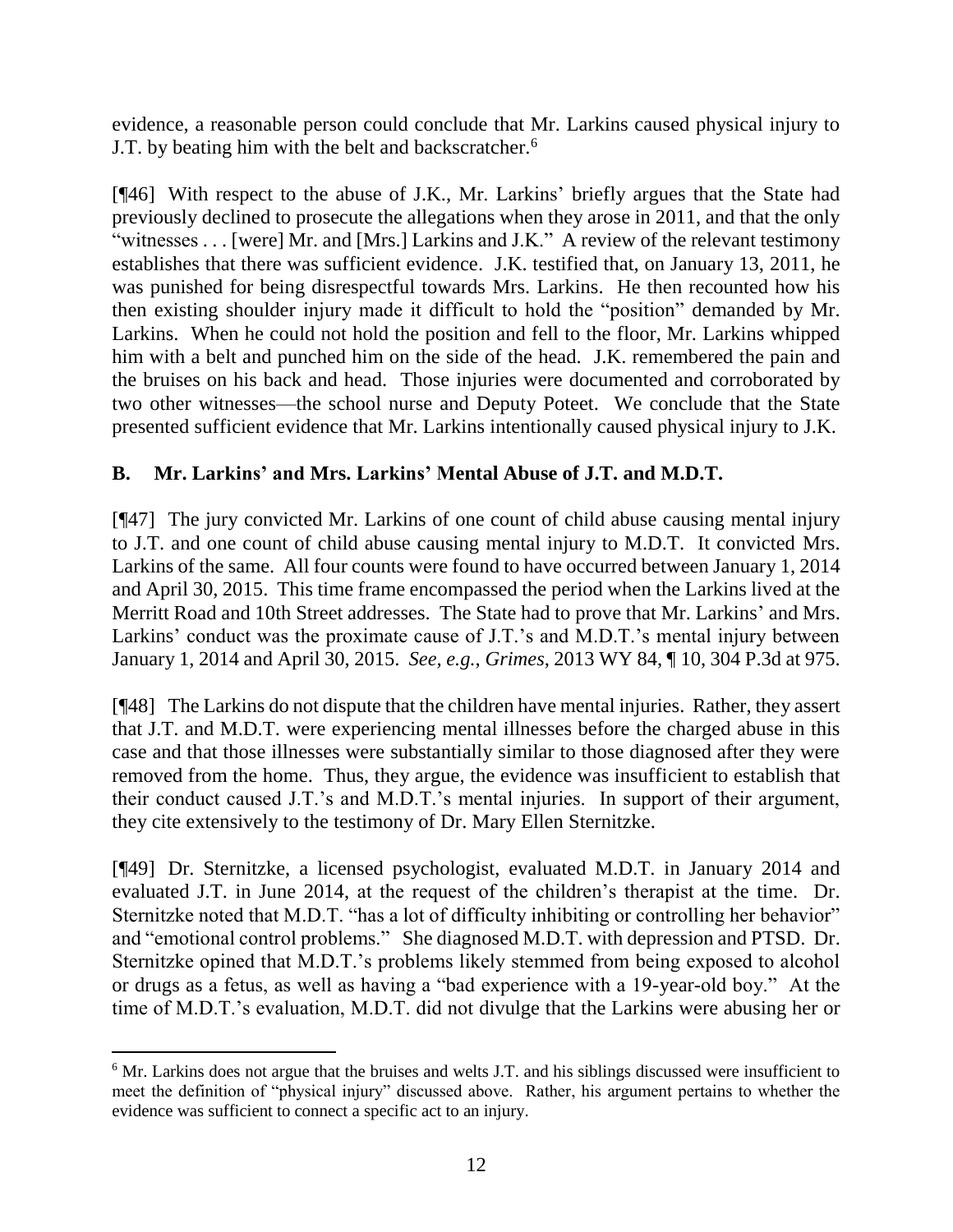evidence, a reasonable person could conclude that Mr. Larkins caused physical injury to J.T. by beating him with the belt and backscratcher.[6]

[¶46] With respect to the abuse of J.K., Mr. Larkins' briefly argues that the State had previously declined to prosecute the allegations when they arose in 2011, and that the only "witnesses . . . [were] Mr. and [Mrs.] Larkins and J.K." A review of the relevant testimony establishes that there was sufficient evidence. J.K. testified that, on January 13, 2011, he was punished for being disrespectful towards Mrs. Larkins. He then recounted how his then existing shoulder injury made it difficult to hold the "position" demanded by Mr. Larkins. When he could not hold the position and fell to the floor, Mr. Larkins whipped him with a belt and punched him on the side of the head. J.K. remembered the pain and the bruises on his back and head. Those injuries were documented and corroborated by two other witnesses—the school nurse and Deputy Poteet. We conclude that the State presented sufficient evidence that Mr. Larkins intentionally caused physical injury to J.K.

## B. Mr. Larkins' and Mrs. Larkins' Mental Abuse of J.T. and M.D.T.

[¶47] The jury convicted Mr. Larkins of one count of child abuse causing mental injury to J.T. and one count of child abuse causing mental injury to M.D.T. It convicted Mrs. Larkins of the same. All four counts were found to have occurred between January 1, 2014 and April 30, 2015. This time frame encompassed the period when the Larkins lived at the Merritt Road and 10th Street addresses. The State had to prove that Mr. Larkins' and Mrs. Larkins' conduct was the proximate cause of J.T.'s and M.D.T.'s mental injury between January 1, 2014 and April 30, 2015. *See, e.g.*, *Grimes*, 2013 WY 84, ¶ 10, 304 P.3d at 975.

[¶48] The Larkins do not dispute that the children have mental injuries. Rather, they assert that J.T. and M.D.T. were experiencing mental illnesses before the charged abuse in this case and that those illnesses were substantially similar to those diagnosed after they were removed from the home. Thus, they argue, the evidence was insufficient to establish that their conduct caused J.T.'s and M.D.T.'s mental injuries. In support of their argument, they cite extensively to the testimony of Dr. Mary Ellen Sternitzke.

[¶49] Dr. Sternitzke, a licensed psychologist, evaluated M.D.T. in January 2014 and evaluated J.T. in June 2014, at the request of the children's therapist at the time. Dr. Sternitzke noted that M.D.T. "has a lot of difficulty inhibiting or controlling her behavior" and "emotional control problems." She diagnosed M.D.T. with depression and PTSD. Dr. Sternitzke opined that M.D.T.'s problems likely stemmed from being exposed to alcohol or drugs as a fetus, as well as having a "bad experience with a 19-year-old boy." At the time of M.D.T.'s evaluation, M.D.T. did not divulge that the Larkins were abusing her or

---

[6] Mr. Larkins does not argue that the bruises and welts J.T. and his siblings discussed were insufficient to meet the definition of "physical injury" discussed above. Rather, his argument pertains to whether the evidence was sufficient to connect a specific act to an injury.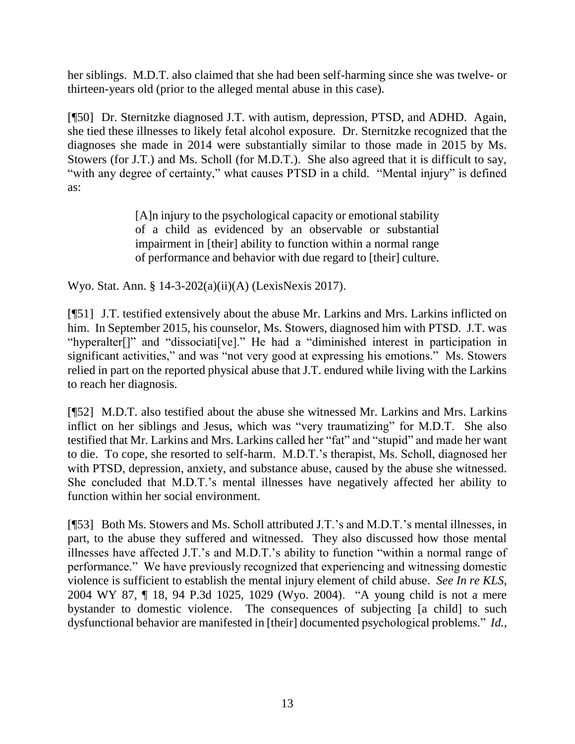her siblings. M.D.T. also claimed that she had been self-harming since she was twelve- or thirteen-years old (prior to the alleged mental abuse in this case).

[¶50] Dr. Sternitzke diagnosed J.T. with autism, depression, PTSD, and ADHD. Again, she tied these illnesses to likely fetal alcohol exposure. Dr. Sternitzke recognized that the diagnoses she made in 2014 were substantially similar to those made in 2015 by Ms. Stowers (for J.T.) and Ms. Scholl (for M.D.T.). She also agreed that it is difficult to say, "with any degree of certainty," what causes PTSD in a child. "Mental injury" is defined as:

> [A]n injury to the psychological capacity or emotional stability of a child as evidenced by an observable or substantial impairment in [their] ability to function within a normal range of performance and behavior with due regard to [their] culture.

Wyo. Stat. Ann. § 14-3-202(a)(ii)(A) (LexisNexis 2017).

[¶51] J.T. testified extensively about the abuse Mr. Larkins and Mrs. Larkins inflicted on him. In September 2015, his counselor, Ms. Stowers, diagnosed him with PTSD. J.T. was "hyperalter[]" and "dissociati[ve]." He had a "diminished interest in participation in significant activities," and was "not very good at expressing his emotions." Ms. Stowers relied in part on the reported physical abuse that J.T. endured while living with the Larkins to reach her diagnosis.

[¶52] M.D.T. also testified about the abuse she witnessed Mr. Larkins and Mrs. Larkins inflict on her siblings and Jesus, which was "very traumatizing" for M.D.T. She also testified that Mr. Larkins and Mrs. Larkins called her "fat" and "stupid" and made her want to die. To cope, she resorted to self-harm. M.D.T.'s therapist, Ms. Scholl, diagnosed her with PTSD, depression, anxiety, and substance abuse, caused by the abuse she witnessed. She concluded that M.D.T.'s mental illnesses have negatively affected her ability to function within her social environment.

[¶53] Both Ms. Stowers and Ms. Scholl attributed J.T.'s and M.D.T.'s mental illnesses, in part, to the abuse they suffered and witnessed. They also discussed how those mental illnesses have affected J.T.'s and M.D.T.'s ability to function "within a normal range of performance." We have previously recognized that experiencing and witnessing domestic violence is sufficient to establish the mental injury element of child abuse. *See In re KLS*, 2004 WY 87, ¶ 18, 94 P.3d 1025, 1029 (Wyo. 2004). "A young child is not a mere bystander to domestic violence. The consequences of subjecting [a child] to such dysfunctional behavior are manifested in [their] documented psychological problems." *Id.*,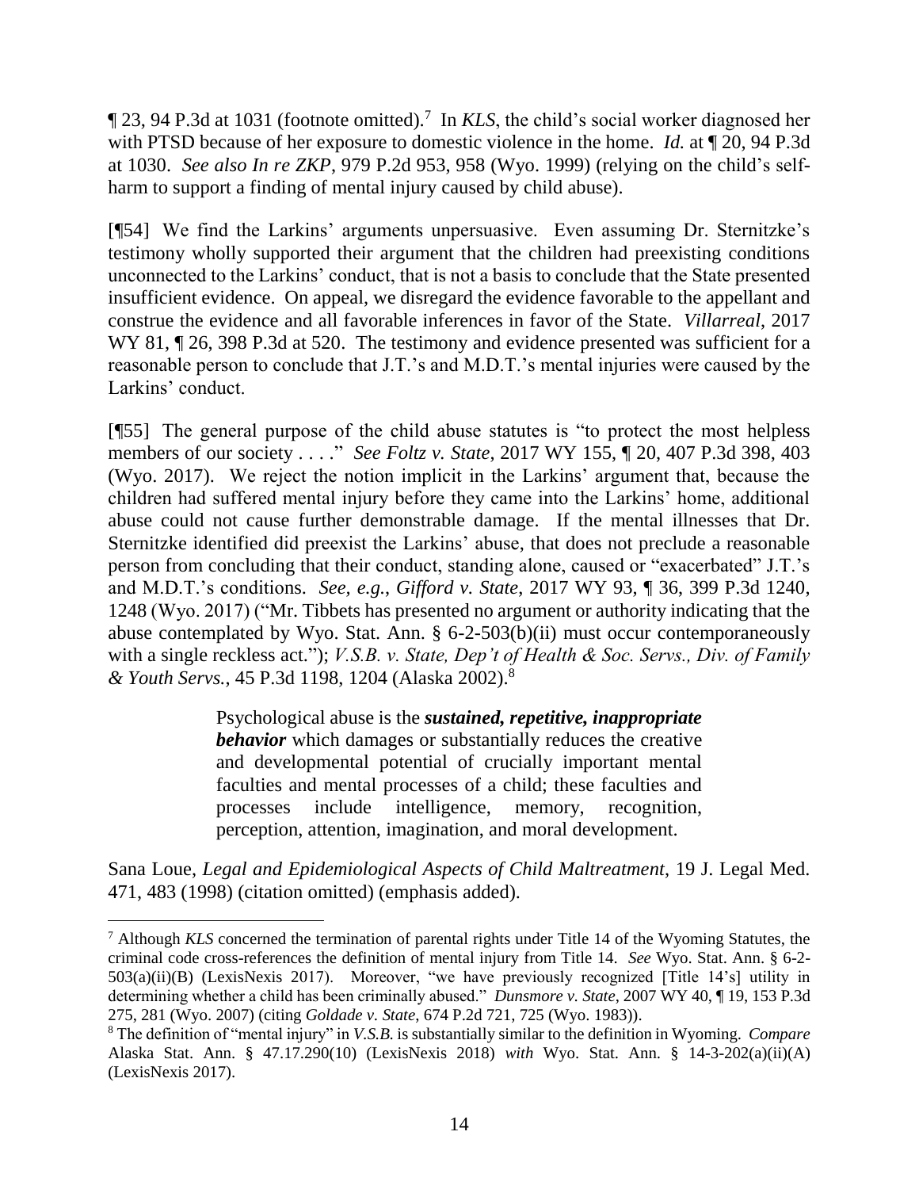¶ 23, 94 P.3d at 1031 (footnote omitted).[7] In *KLS*, the child's social worker diagnosed her with PTSD because of her exposure to domestic violence in the home. *Id.* at ¶ 20, 94 P.3d at 1030. *See also In re ZKP*, 979 P.2d 953, 958 (Wyo. 1999) (relying on the child's self-harm to support a finding of mental injury caused by child abuse).

[¶54] We find the Larkins' arguments unpersuasive. Even assuming Dr. Sternitzke's testimony wholly supported their argument that the children had preexisting conditions unconnected to the Larkins' conduct, that is not a basis to conclude that the State presented insufficient evidence. On appeal, we disregard the evidence favorable to the appellant and construe the evidence and all favorable inferences in favor of the State. *Villarreal*, 2017 WY 81, ¶ 26, 398 P.3d at 520. The testimony and evidence presented was sufficient for a reasonable person to conclude that J.T.'s and M.D.T.'s mental injuries were caused by the Larkins' conduct.

[¶55] The general purpose of the child abuse statutes is "to protect the most helpless members of our society . . . ." *See Foltz v. State*, 2017 WY 155, ¶ 20, 407 P.3d 398, 403 (Wyo. 2017). We reject the notion implicit in the Larkins' argument that, because the children had suffered mental injury before they came into the Larkins' home, additional abuse could not cause further demonstrable damage. If the mental illnesses that Dr. Sternitzke identified did preexist the Larkins' abuse, that does not preclude a reasonable person from concluding that their conduct, standing alone, caused or "exacerbated" J.T.'s and M.D.T.'s conditions. *See, e.g.*, *Gifford v. State*, 2017 WY 93, ¶ 36, 399 P.3d 1240, 1248 (Wyo. 2017) ("Mr. Tibbets has presented no argument or authority indicating that the abuse contemplated by Wyo. Stat. Ann. § 6-2-503(b)(ii) must occur contemporaneously with a single reckless act."); *V.S.B. v. State, Dep't of Health & Soc. Servs., Div. of Family & Youth Servs.*, 45 P.3d 1198, 1204 (Alaska 2002).[8]

> Psychological abuse is the ***sustained, repetitive, inappropriate behavior*** which damages or substantially reduces the creative and developmental potential of crucially important mental faculties and mental processes of a child; these faculties and processes include intelligence, memory, recognition, perception, attention, imagination, and moral development.

Sana Loue, *Legal and Epidemiological Aspects of Child Maltreatment*, 19 J. Legal Med. 471, 483 (1998) (citation omitted) (emphasis added).

---

[7] Although *KLS* concerned the termination of parental rights under Title 14 of the Wyoming Statutes, the criminal code cross-references the definition of mental injury from Title 14. *See* Wyo. Stat. Ann. § 6-2-503(a)(ii)(B) (LexisNexis 2017). Moreover, "we have previously recognized [Title 14's] utility in determining whether a child has been criminally abused." *Dunsmore v. State*, 2007 WY 40, ¶ 19, 153 P.3d 275, 281 (Wyo. 2007) (citing *Goldade v. State*, 674 P.2d 721, 725 (Wyo. 1983)).

[8] The definition of "mental injury" in *V.S.B.* is substantially similar to the definition in Wyoming. *Compare* Alaska Stat. Ann. § 47.17.290(10) (LexisNexis 2018) *with* Wyo. Stat. Ann. § 14-3-202(a)(ii)(A) (LexisNexis 2017).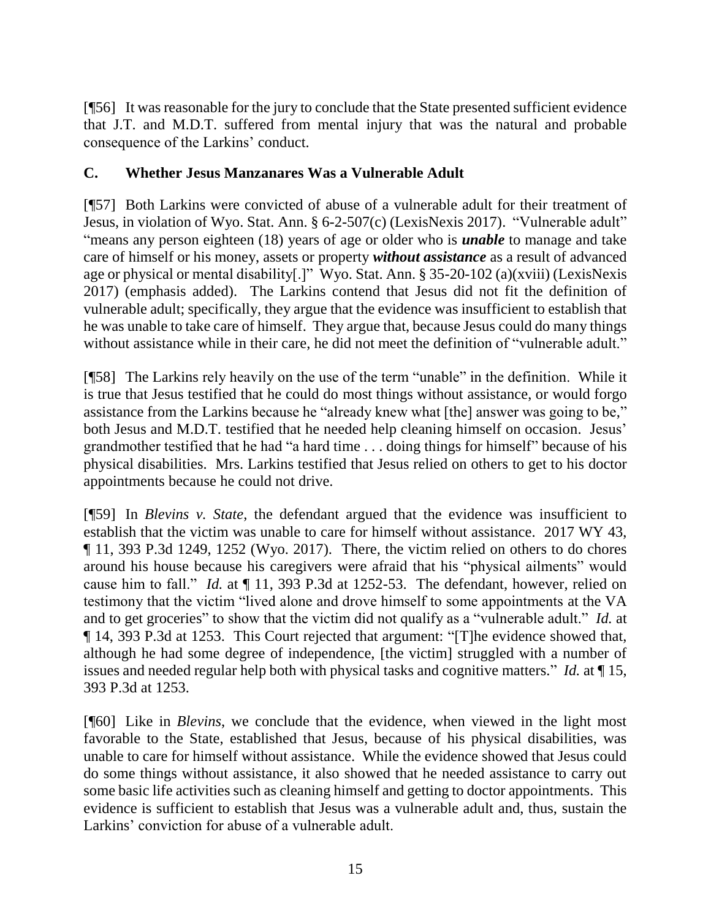[¶56] It was reasonable for the jury to conclude that the State presented sufficient evidence that J.T. and M.D.T. suffered from mental injury that was the natural and probable consequence of the Larkins' conduct.

### C. Whether Jesus Manzanares Was a Vulnerable Adult

[¶57] Both Larkins were convicted of abuse of a vulnerable adult for their treatment of Jesus, in violation of Wyo. Stat. Ann. § 6-2-507(c) (LexisNexis 2017). "Vulnerable adult" "means any person eighteen (18) years of age or older who is ***unable*** to manage and take care of himself or his money, assets or property ***without assistance*** as a result of advanced age or physical or mental disability[.]" Wyo. Stat. Ann. § 35-20-102 (a)(xviii) (LexisNexis 2017) (emphasis added). The Larkins contend that Jesus did not fit the definition of vulnerable adult; specifically, they argue that the evidence was insufficient to establish that he was unable to take care of himself. They argue that, because Jesus could do many things without assistance while in their care, he did not meet the definition of "vulnerable adult."

[¶58] The Larkins rely heavily on the use of the term "unable" in the definition. While it is true that Jesus testified that he could do most things without assistance, or would forgo assistance from the Larkins because he "already knew what [the] answer was going to be," both Jesus and M.D.T. testified that he needed help cleaning himself on occasion. Jesus' grandmother testified that he had "a hard time . . . doing things for himself" because of his physical disabilities. Mrs. Larkins testified that Jesus relied on others to get to his doctor appointments because he could not drive.

[¶59] In *Blevins v. State*, the defendant argued that the evidence was insufficient to establish that the victim was unable to care for himself without assistance. 2017 WY 43, ¶ 11, 393 P.3d 1249, 1252 (Wyo. 2017). There, the victim relied on others to do chores around his house because his caregivers were afraid that his "physical ailments" would cause him to fall." *Id.* at ¶ 11, 393 P.3d at 1252-53. The defendant, however, relied on testimony that the victim "lived alone and drove himself to some appointments at the VA and to get groceries" to show that the victim did not qualify as a "vulnerable adult." *Id.* at ¶ 14, 393 P.3d at 1253. This Court rejected that argument: "[T]he evidence showed that, although he had some degree of independence, [the victim] struggled with a number of issues and needed regular help both with physical tasks and cognitive matters." *Id.* at ¶ 15, 393 P.3d at 1253.

[¶60] Like in *Blevins*, we conclude that the evidence, when viewed in the light most favorable to the State, established that Jesus, because of his physical disabilities, was unable to care for himself without assistance. While the evidence showed that Jesus could do some things without assistance, it also showed that he needed assistance to carry out some basic life activities such as cleaning himself and getting to doctor appointments. This evidence is sufficient to establish that Jesus was a vulnerable adult and, thus, sustain the Larkins' conviction for abuse of a vulnerable adult.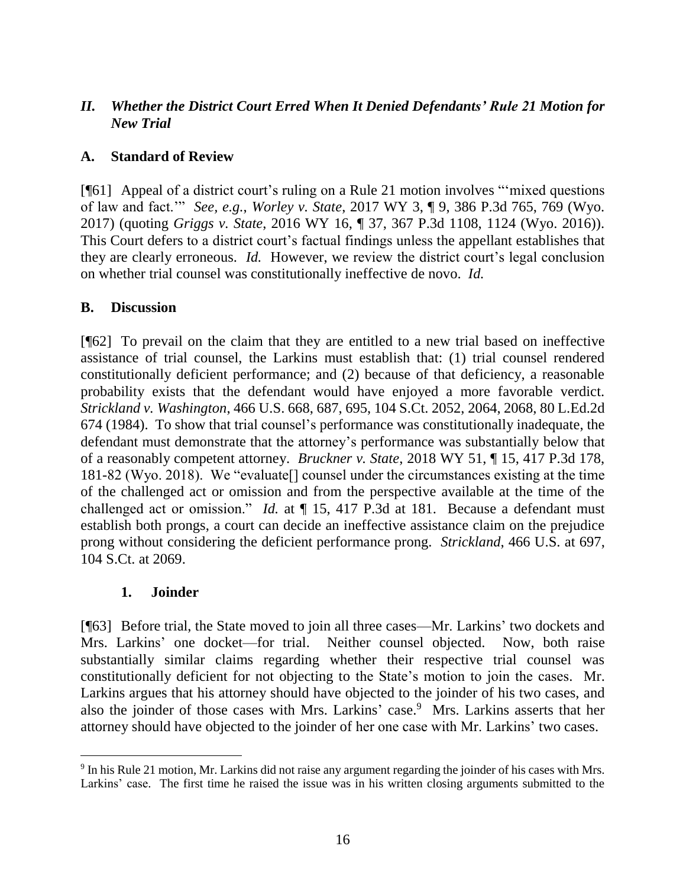## *II. Whether the District Court Erred When It Denied Defendants' Rule 21 Motion for New Trial*

### A. Standard of Review

[¶61] Appeal of a district court's ruling on a Rule 21 motion involves "'mixed questions of law and fact.'" *See, e.g.*, *Worley v. State*, 2017 WY 3, ¶ 9, 386 P.3d 765, 769 (Wyo. 2017) (quoting *Griggs v. State*, 2016 WY 16, ¶ 37, 367 P.3d 1108, 1124 (Wyo. 2016)). This Court defers to a district court's factual findings unless the appellant establishes that they are clearly erroneous. *Id.* However, we review the district court's legal conclusion on whether trial counsel was constitutionally ineffective de novo. *Id.*

### B. Discussion

[¶62] To prevail on the claim that they are entitled to a new trial based on ineffective assistance of trial counsel, the Larkins must establish that: (1) trial counsel rendered constitutionally deficient performance; and (2) because of that deficiency, a reasonable probability exists that the defendant would have enjoyed a more favorable verdict. *Strickland v. Washington*, 466 U.S. 668, 687, 695, 104 S.Ct. 2052, 2064, 2068, 80 L.Ed.2d 674 (1984). To show that trial counsel's performance was constitutionally inadequate, the defendant must demonstrate that the attorney's performance was substantially below that of a reasonably competent attorney. *Bruckner v. State*, 2018 WY 51, ¶ 15, 417 P.3d 178, 181-82 (Wyo. 2018). We "evaluate[] counsel under the circumstances existing at the time of the challenged act or omission and from the perspective available at the time of the challenged act or omission." *Id.* at ¶ 15, 417 P.3d at 181. Because a defendant must establish both prongs, a court can decide an ineffective assistance claim on the prejudice prong without considering the deficient performance prong. *Strickland*, 466 U.S. at 697, 104 S.Ct. at 2069.

#### 1. Joinder

[¶63] Before trial, the State moved to join all three cases—Mr. Larkins' two dockets and Mrs. Larkins' one docket—for trial. Neither counsel objected. Now, both raise substantially similar claims regarding whether their respective trial counsel was constitutionally deficient for not objecting to the State's motion to join the cases. Mr. Larkins argues that his attorney should have objected to the joinder of his two cases, and also the joinder of those cases with Mrs. Larkins' case.[9] Mrs. Larkins asserts that her attorney should have objected to the joinder of her one case with Mr. Larkins' two cases.

[9] In his Rule 21 motion, Mr. Larkins did not raise any argument regarding the joinder of his cases with Mrs. Larkins' case. The first time he raised the issue was in his written closing arguments submitted to the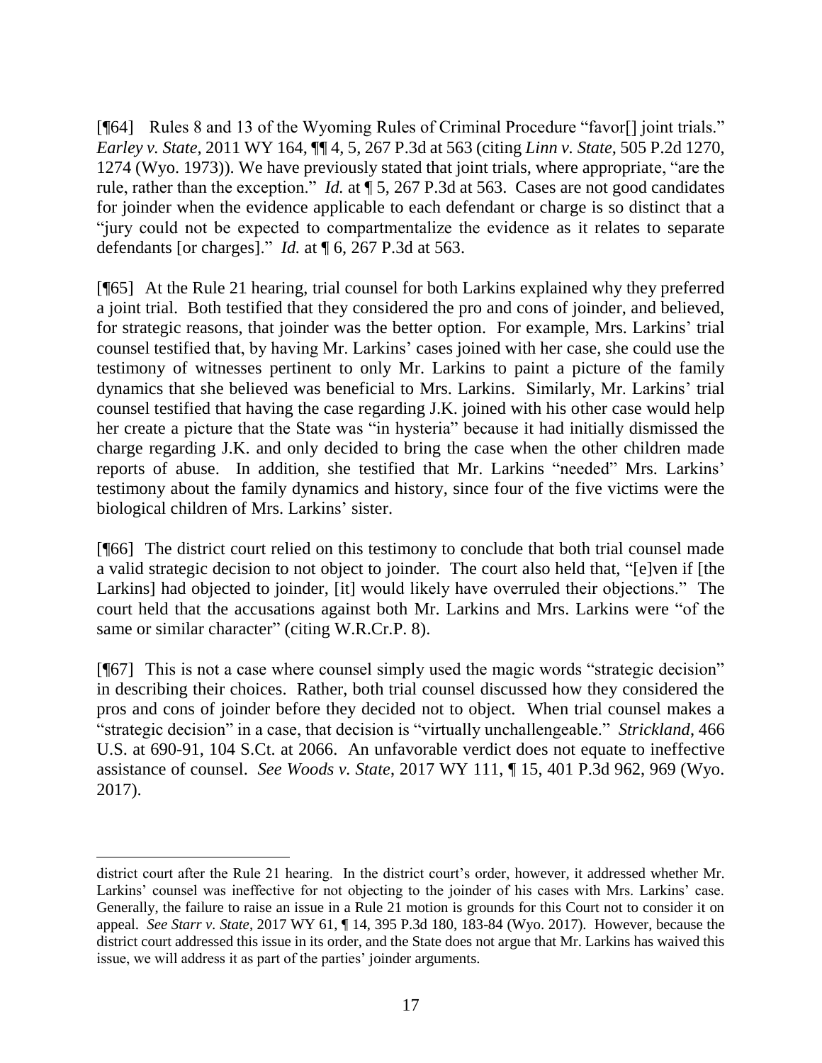[¶64] Rules 8 and 13 of the Wyoming Rules of Criminal Procedure "favor[] joint trials." *Earley v. State*, 2011 WY 164, ¶¶ 4, 5, 267 P.3d at 563 (citing *Linn v. State*, 505 P.2d 1270, 1274 (Wyo. 1973)). We have previously stated that joint trials, where appropriate, "are the rule, rather than the exception." *Id.* at ¶ 5, 267 P.3d at 563. Cases are not good candidates for joinder when the evidence applicable to each defendant or charge is so distinct that a "jury could not be expected to compartmentalize the evidence as it relates to separate defendants [or charges]." *Id.* at ¶ 6, 267 P.3d at 563.

[¶65] At the Rule 21 hearing, trial counsel for both Larkins explained why they preferred a joint trial. Both testified that they considered the pro and cons of joinder, and believed, for strategic reasons, that joinder was the better option. For example, Mrs. Larkins' trial counsel testified that, by having Mr. Larkins' cases joined with her case, she could use the testimony of witnesses pertinent to only Mr. Larkins to paint a picture of the family dynamics that she believed was beneficial to Mrs. Larkins. Similarly, Mr. Larkins' trial counsel testified that having the case regarding J.K. joined with his other case would help her create a picture that the State was "in hysteria" because it had initially dismissed the charge regarding J.K. and only decided to bring the case when the other children made reports of abuse. In addition, she testified that Mr. Larkins "needed" Mrs. Larkins' testimony about the family dynamics and history, since four of the five victims were the biological children of Mrs. Larkins' sister.

[¶66] The district court relied on this testimony to conclude that both trial counsel made a valid strategic decision to not object to joinder. The court also held that, "[e]ven if [the Larkins] had objected to joinder, [it] would likely have overruled their objections." The court held that the accusations against both Mr. Larkins and Mrs. Larkins were "of the same or similar character" (citing W.R.Cr.P. 8).

[¶67] This is not a case where counsel simply used the magic words "strategic decision" in describing their choices. Rather, both trial counsel discussed how they considered the pros and cons of joinder before they decided not to object. When trial counsel makes a "strategic decision" in a case, that decision is "virtually unchallengeable." *Strickland*, 466 U.S. at 690-91, 104 S.Ct. at 2066. An unfavorable verdict does not equate to ineffective assistance of counsel. *See Woods v. State*, 2017 WY 111, ¶ 15, 401 P.3d 962, 969 (Wyo. 2017).

---

district court after the Rule 21 hearing. In the district court's order, however, it addressed whether Mr. Larkins' counsel was ineffective for not objecting to the joinder of his cases with Mrs. Larkins' case. Generally, the failure to raise an issue in a Rule 21 motion is grounds for this Court not to consider it on appeal. *See Starr v. State*, 2017 WY 61, ¶ 14, 395 P.3d 180, 183-84 (Wyo. 2017). However, because the district court addressed this issue in its order, and the State does not argue that Mr. Larkins has waived this issue, we will address it as part of the parties' joinder arguments.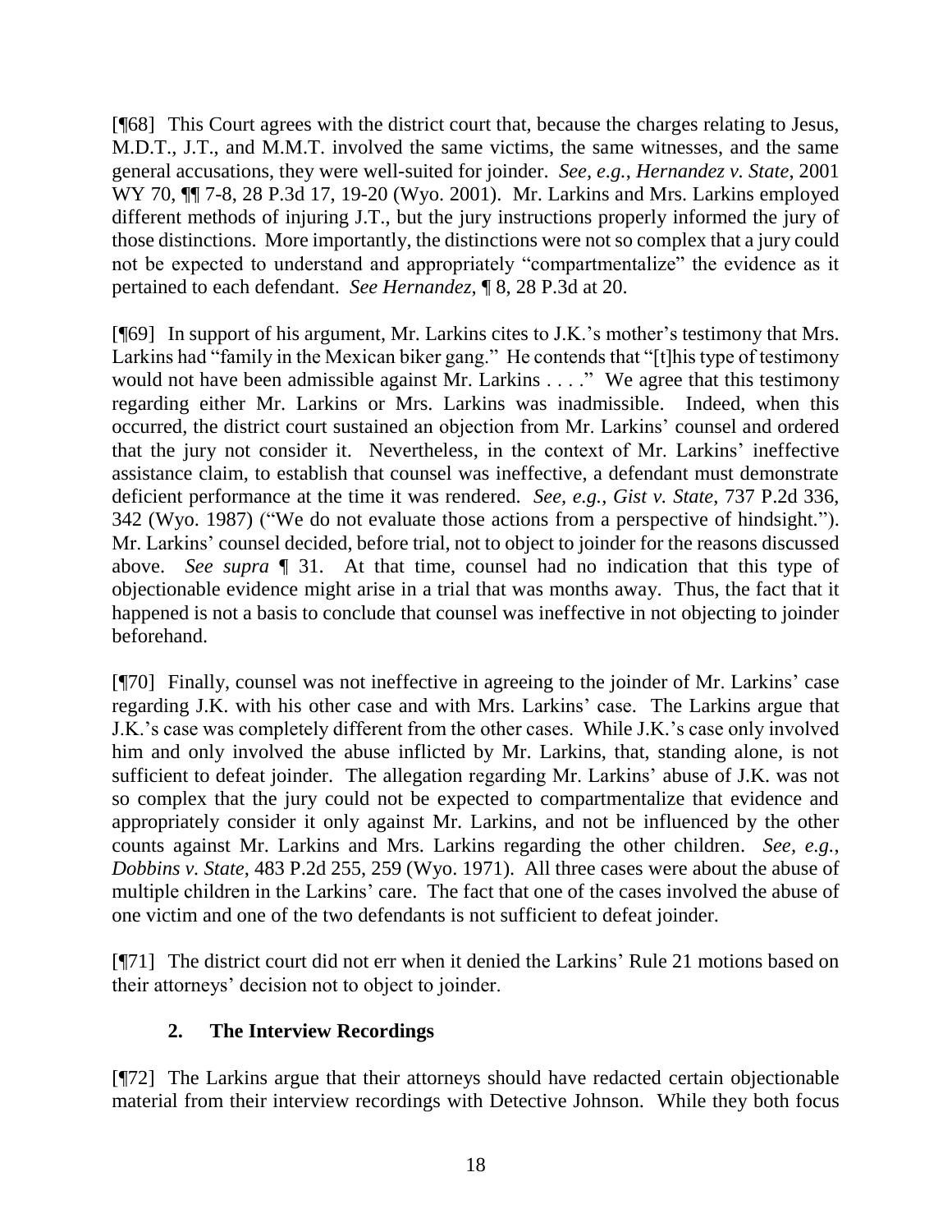[¶68] This Court agrees with the district court that, because the charges relating to Jesus, M.D.T., J.T., and M.M.T. involved the same victims, the same witnesses, and the same general accusations, they were well-suited for joinder. *See, e.g.*, *Hernandez v. State*, 2001 WY 70, ¶¶ 7-8, 28 P.3d 17, 19-20 (Wyo. 2001). Mr. Larkins and Mrs. Larkins employed different methods of injuring J.T., but the jury instructions properly informed the jury of those distinctions. More importantly, the distinctions were not so complex that a jury could not be expected to understand and appropriately "compartmentalize" the evidence as it pertained to each defendant. *See Hernandez*, ¶ 8, 28 P.3d at 20.

[¶69] In support of his argument, Mr. Larkins cites to J.K.'s mother's testimony that Mrs. Larkins had "family in the Mexican biker gang." He contends that "[t]his type of testimony would not have been admissible against Mr. Larkins . . . ." We agree that this testimony regarding either Mr. Larkins or Mrs. Larkins was inadmissible. Indeed, when this occurred, the district court sustained an objection from Mr. Larkins' counsel and ordered that the jury not consider it. Nevertheless, in the context of Mr. Larkins' ineffective assistance claim, to establish that counsel was ineffective, a defendant must demonstrate deficient performance at the time it was rendered. *See, e.g.*, *Gist v. State*, 737 P.2d 336, 342 (Wyo. 1987) ("We do not evaluate those actions from a perspective of hindsight."). Mr. Larkins' counsel decided, before trial, not to object to joinder for the reasons discussed above. *See supra* ¶ 31. At that time, counsel had no indication that this type of objectionable evidence might arise in a trial that was months away. Thus, the fact that it happened is not a basis to conclude that counsel was ineffective in not objecting to joinder beforehand.

[¶70] Finally, counsel was not ineffective in agreeing to the joinder of Mr. Larkins' case regarding J.K. with his other case and with Mrs. Larkins' case. The Larkins argue that J.K.'s case was completely different from the other cases. While J.K.'s case only involved him and only involved the abuse inflicted by Mr. Larkins, that, standing alone, is not sufficient to defeat joinder. The allegation regarding Mr. Larkins' abuse of J.K. was not so complex that the jury could not be expected to compartmentalize that evidence and appropriately consider it only against Mr. Larkins, and not be influenced by the other counts against Mr. Larkins and Mrs. Larkins regarding the other children. *See, e.g.*, *Dobbins v. State*, 483 P.2d 255, 259 (Wyo. 1971). All three cases were about the abuse of multiple children in the Larkins' care. The fact that one of the cases involved the abuse of one victim and one of the two defendants is not sufficient to defeat joinder.

[¶71] The district court did not err when it denied the Larkins' Rule 21 motions based on their attorneys' decision not to object to joinder.

### 2. The Interview Recordings

[¶72] The Larkins argue that their attorneys should have redacted certain objectionable material from their interview recordings with Detective Johnson. While they both focus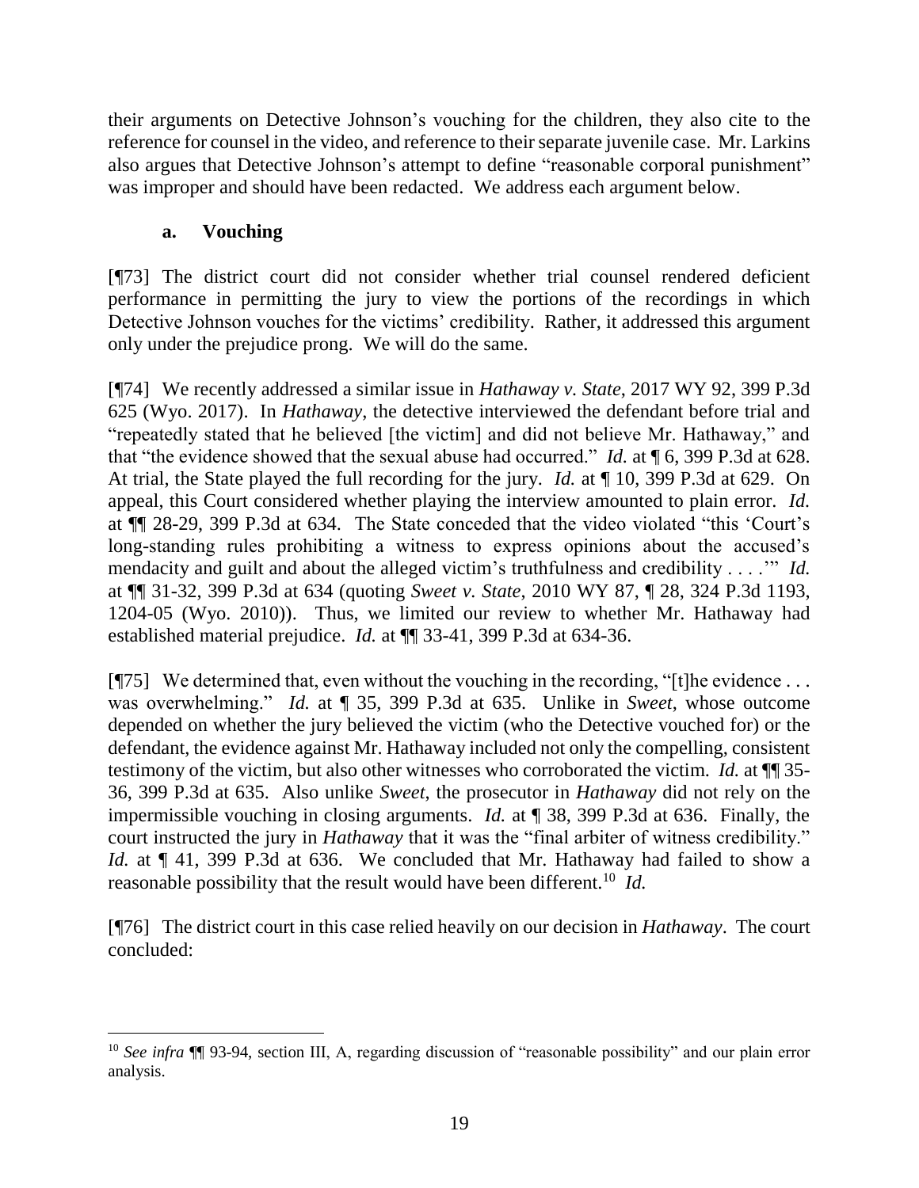their arguments on Detective Johnson's vouching for the children, they also cite to the reference for counsel in the video, and reference to their separate juvenile case. Mr. Larkins also argues that Detective Johnson's attempt to define "reasonable corporal punishment" was improper and should have been redacted. We address each argument below.

### a. Vouching

[¶73] The district court did not consider whether trial counsel rendered deficient performance in permitting the jury to view the portions of the recordings in which Detective Johnson vouches for the victims' credibility. Rather, it addressed this argument only under the prejudice prong. We will do the same.

[¶74] We recently addressed a similar issue in *Hathaway v. State*, 2017 WY 92, 399 P.3d 625 (Wyo. 2017). In *Hathaway*, the detective interviewed the defendant before trial and "repeatedly stated that he believed [the victim] and did not believe Mr. Hathaway," and that "the evidence showed that the sexual abuse had occurred." *Id.* at ¶ 6, 399 P.3d at 628. At trial, the State played the full recording for the jury. *Id.* at ¶ 10, 399 P.3d at 629. On appeal, this Court considered whether playing the interview amounted to plain error. *Id.* at ¶¶ 28-29, 399 P.3d at 634. The State conceded that the video violated "this 'Court's long-standing rules prohibiting a witness to express opinions about the accused's mendacity and guilt and about the alleged victim's truthfulness and credibility . . . .'" *Id.* at ¶¶ 31-32, 399 P.3d at 634 (quoting *Sweet v. State*, 2010 WY 87, ¶ 28, 324 P.3d 1193, 1204-05 (Wyo. 2010)). Thus, we limited our review to whether Mr. Hathaway had established material prejudice. *Id.* at ¶¶ 33-41, 399 P.3d at 634-36.

[¶75] We determined that, even without the vouching in the recording, "[t]he evidence . . . was overwhelming." *Id.* at ¶ 35, 399 P.3d at 635. Unlike in *Sweet*, whose outcome depended on whether the jury believed the victim (who the Detective vouched for) or the defendant, the evidence against Mr. Hathaway included not only the compelling, consistent testimony of the victim, but also other witnesses who corroborated the victim. *Id.* at ¶¶ 35-36, 399 P.3d at 635. Also unlike *Sweet*, the prosecutor in *Hathaway* did not rely on the impermissible vouching in closing arguments. *Id.* at ¶ 38, 399 P.3d at 636. Finally, the court instructed the jury in *Hathaway* that it was the "final arbiter of witness credibility." *Id.* at ¶ 41, 399 P.3d at 636. We concluded that Mr. Hathaway had failed to show a reasonable possibility that the result would have been different.[10] *Id.*

[¶76] The district court in this case relied heavily on our decision in *Hathaway*. The court concluded:

---

[10] *See infra* ¶¶ 93-94, section III, A, regarding discussion of "reasonable possibility" and our plain error analysis.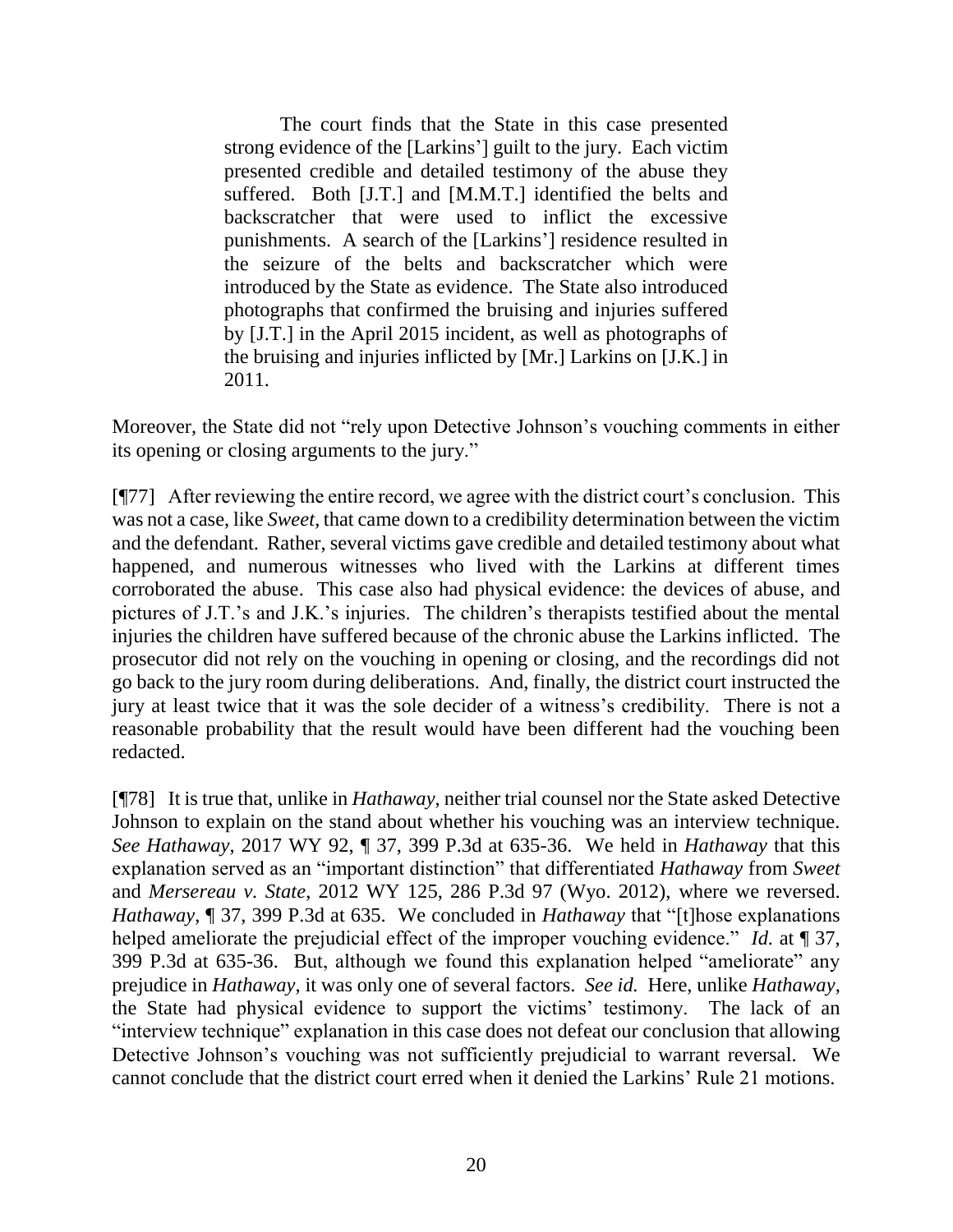> The court finds that the State in this case presented strong evidence of the [Larkins'] guilt to the jury. Each victim presented credible and detailed testimony of the abuse they suffered. Both [J.T.] and [M.M.T.] identified the belts and backscratcher that were used to inflict the excessive punishments. A search of the [Larkins'] residence resulted in the seizure of the belts and backscratcher which were introduced by the State as evidence. The State also introduced photographs that confirmed the bruising and injuries suffered by [J.T.] in the April 2015 incident, as well as photographs of the bruising and injuries inflicted by [Mr.] Larkins on [J.K.] in 2011.

Moreover, the State did not "rely upon Detective Johnson's vouching comments in either its opening or closing arguments to the jury."

[¶77] After reviewing the entire record, we agree with the district court's conclusion. This was not a case, like *Sweet*, that came down to a credibility determination between the victim and the defendant. Rather, several victims gave credible and detailed testimony about what happened, and numerous witnesses who lived with the Larkins at different times corroborated the abuse. This case also had physical evidence: the devices of abuse, and pictures of J.T.'s and J.K.'s injuries. The children's therapists testified about the mental injuries the children have suffered because of the chronic abuse the Larkins inflicted. The prosecutor did not rely on the vouching in opening or closing, and the recordings did not go back to the jury room during deliberations. And, finally, the district court instructed the jury at least twice that it was the sole decider of a witness's credibility. There is not a reasonable probability that the result would have been different had the vouching been redacted.

[¶78] It is true that, unlike in *Hathaway*, neither trial counsel nor the State asked Detective Johnson to explain on the stand about whether his vouching was an interview technique. *See Hathaway*, 2017 WY 92, ¶ 37, 399 P.3d at 635-36. We held in *Hathaway* that this explanation served as an "important distinction" that differentiated *Hathaway* from *Sweet* and *Mersereau v. State*, 2012 WY 125, 286 P.3d 97 (Wyo. 2012), where we reversed. *Hathaway*, ¶ 37, 399 P.3d at 635. We concluded in *Hathaway* that "[t]hose explanations helped ameliorate the prejudicial effect of the improper vouching evidence." *Id.* at ¶ 37, 399 P.3d at 635-36. But, although we found this explanation helped "ameliorate" any prejudice in *Hathaway*, it was only one of several factors. *See id.* Here, unlike *Hathaway*, the State had physical evidence to support the victims' testimony. The lack of an "interview technique" explanation in this case does not defeat our conclusion that allowing Detective Johnson's vouching was not sufficiently prejudicial to warrant reversal. We cannot conclude that the district court erred when it denied the Larkins' Rule 21 motions.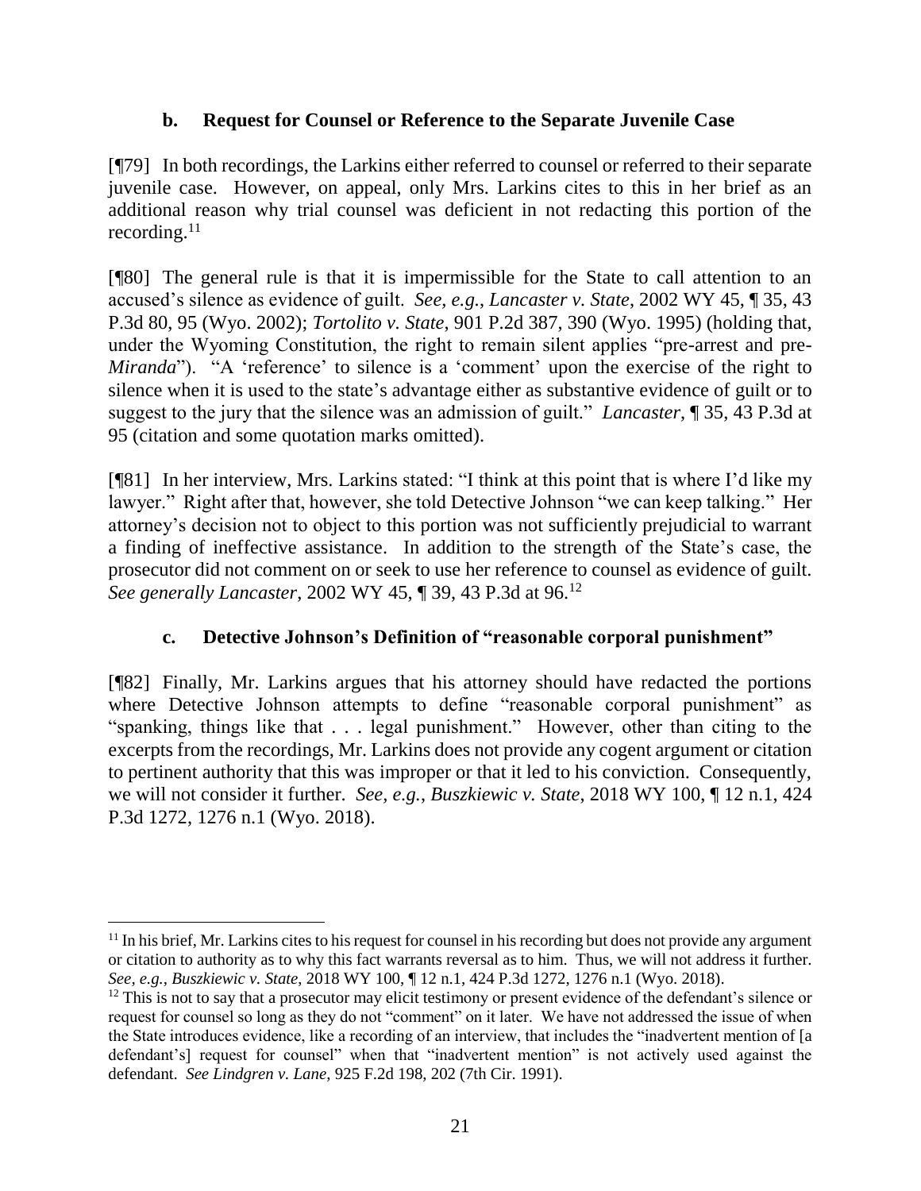### b. Request for Counsel or Reference to the Separate Juvenile Case

[¶79] In both recordings, the Larkins either referred to counsel or referred to their separate juvenile case. However, on appeal, only Mrs. Larkins cites to this in her brief as an additional reason why trial counsel was deficient in not redacting this portion of the recording.[11]

[¶80] The general rule is that it is impermissible for the State to call attention to an accused's silence as evidence of guilt. *See, e.g.*, *Lancaster v. State*, 2002 WY 45, ¶ 35, 43 P.3d 80, 95 (Wyo. 2002); *Tortolito v. State*, 901 P.2d 387, 390 (Wyo. 1995) (holding that, under the Wyoming Constitution, the right to remain silent applies "pre-arrest and pre-*Miranda*"). "A 'reference' to silence is a 'comment' upon the exercise of the right to silence when it is used to the state's advantage either as substantive evidence of guilt or to suggest to the jury that the silence was an admission of guilt." *Lancaster*, ¶ 35, 43 P.3d at 95 (citation and some quotation marks omitted).

[¶81] In her interview, Mrs. Larkins stated: "I think at this point that is where I'd like my lawyer." Right after that, however, she told Detective Johnson "we can keep talking." Her attorney's decision not to object to this portion was not sufficiently prejudicial to warrant a finding of ineffective assistance. In addition to the strength of the State's case, the prosecutor did not comment on or seek to use her reference to counsel as evidence of guilt. *See generally Lancaster*, 2002 WY 45, ¶ 39, 43 P.3d at 96.[12]

### c. Detective Johnson's Definition of "reasonable corporal punishment"

[¶82] Finally, Mr. Larkins argues that his attorney should have redacted the portions where Detective Johnson attempts to define "reasonable corporal punishment" as "spanking, things like that . . . legal punishment." However, other than citing to the excerpts from the recordings, Mr. Larkins does not provide any cogent argument or citation to pertinent authority that this was improper or that it led to his conviction. Consequently, we will not consider it further. *See, e.g.*, *Buszkiewic v. State*, 2018 WY 100, ¶ 12 n.1, 424 P.3d 1272, 1276 n.1 (Wyo. 2018).

---

[11] In his brief, Mr. Larkins cites to his request for counsel in his recording but does not provide any argument or citation to authority as to why this fact warrants reversal as to him. Thus, we will not address it further. *See, e.g.*, *Buszkiewic v. State*, 2018 WY 100, ¶ 12 n.1, 424 P.3d 1272, 1276 n.1 (Wyo. 2018).

[12] This is not to say that a prosecutor may elicit testimony or present evidence of the defendant's silence or request for counsel so long as they do not "comment" on it later. We have not addressed the issue of when the State introduces evidence, like a recording of an interview, that includes the "inadvertent mention of [a defendant's] request for counsel" when that "inadvertent mention" is not actively used against the defendant. *See Lindgren v. Lane*, 925 F.2d 198, 202 (7th Cir. 1991).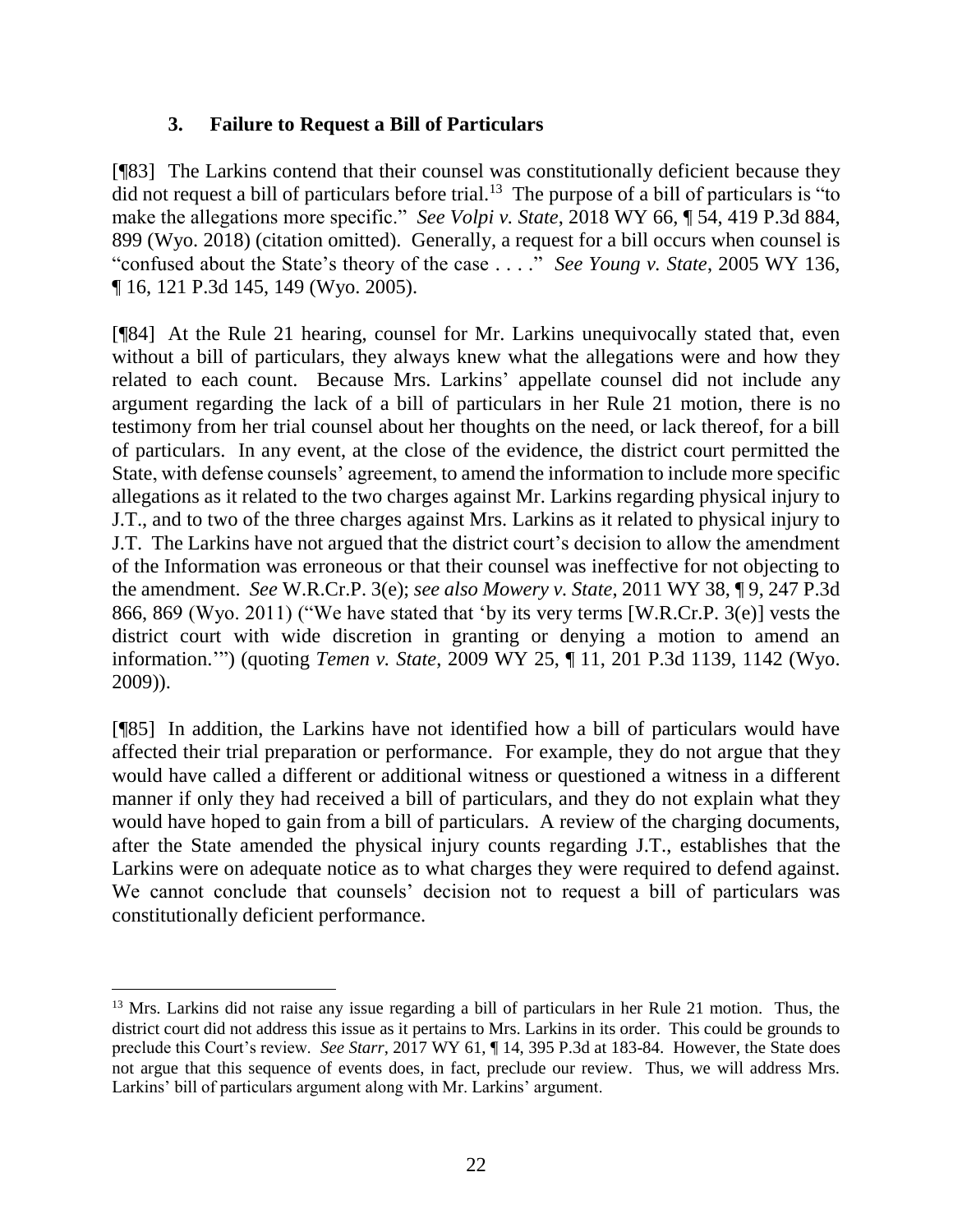### 3. Failure to Request a Bill of Particulars

[¶83] The Larkins contend that their counsel was constitutionally deficient because they did not request a bill of particulars before trial.[13] The purpose of a bill of particulars is "to make the allegations more specific." *See Volpi v. State*, 2018 WY 66, ¶ 54, 419 P.3d 884, 899 (Wyo. 2018) (citation omitted). Generally, a request for a bill occurs when counsel is "confused about the State's theory of the case . . . ." *See Young v. State*, 2005 WY 136, ¶ 16, 121 P.3d 145, 149 (Wyo. 2005).

[¶84] At the Rule 21 hearing, counsel for Mr. Larkins unequivocally stated that, even without a bill of particulars, they always knew what the allegations were and how they related to each count. Because Mrs. Larkins' appellate counsel did not include any argument regarding the lack of a bill of particulars in her Rule 21 motion, there is no testimony from her trial counsel about her thoughts on the need, or lack thereof, for a bill of particulars. In any event, at the close of the evidence, the district court permitted the State, with defense counsels' agreement, to amend the information to include more specific allegations as it related to the two charges against Mr. Larkins regarding physical injury to J.T., and to two of the three charges against Mrs. Larkins as it related to physical injury to J.T. The Larkins have not argued that the district court's decision to allow the amendment of the Information was erroneous or that their counsel was ineffective for not objecting to the amendment. *See* W.R.Cr.P. 3(e); *see also Mowery v. State*, 2011 WY 38, ¶ 9, 247 P.3d 866, 869 (Wyo. 2011) ("We have stated that 'by its very terms [W.R.Cr.P. 3(e)] vests the district court with wide discretion in granting or denying a motion to amend an information.'") (quoting *Temen v. State*, 2009 WY 25, ¶ 11, 201 P.3d 1139, 1142 (Wyo. 2009)).

[¶85] In addition, the Larkins have not identified how a bill of particulars would have affected their trial preparation or performance. For example, they do not argue that they would have called a different or additional witness or questioned a witness in a different manner if only they had received a bill of particulars, and they do not explain what they would have hoped to gain from a bill of particulars. A review of the charging documents, after the State amended the physical injury counts regarding J.T., establishes that the Larkins were on adequate notice as to what charges they were required to defend against. We cannot conclude that counsels' decision not to request a bill of particulars was constitutionally deficient performance.

---

[13] Mrs. Larkins did not raise any issue regarding a bill of particulars in her Rule 21 motion. Thus, the district court did not address this issue as it pertains to Mrs. Larkins in its order. This could be grounds to preclude this Court's review. *See Starr*, 2017 WY 61, ¶ 14, 395 P.3d at 183-84. However, the State does not argue that this sequence of events does, in fact, preclude our review. Thus, we will address Mrs. Larkins' bill of particulars argument along with Mr. Larkins' argument.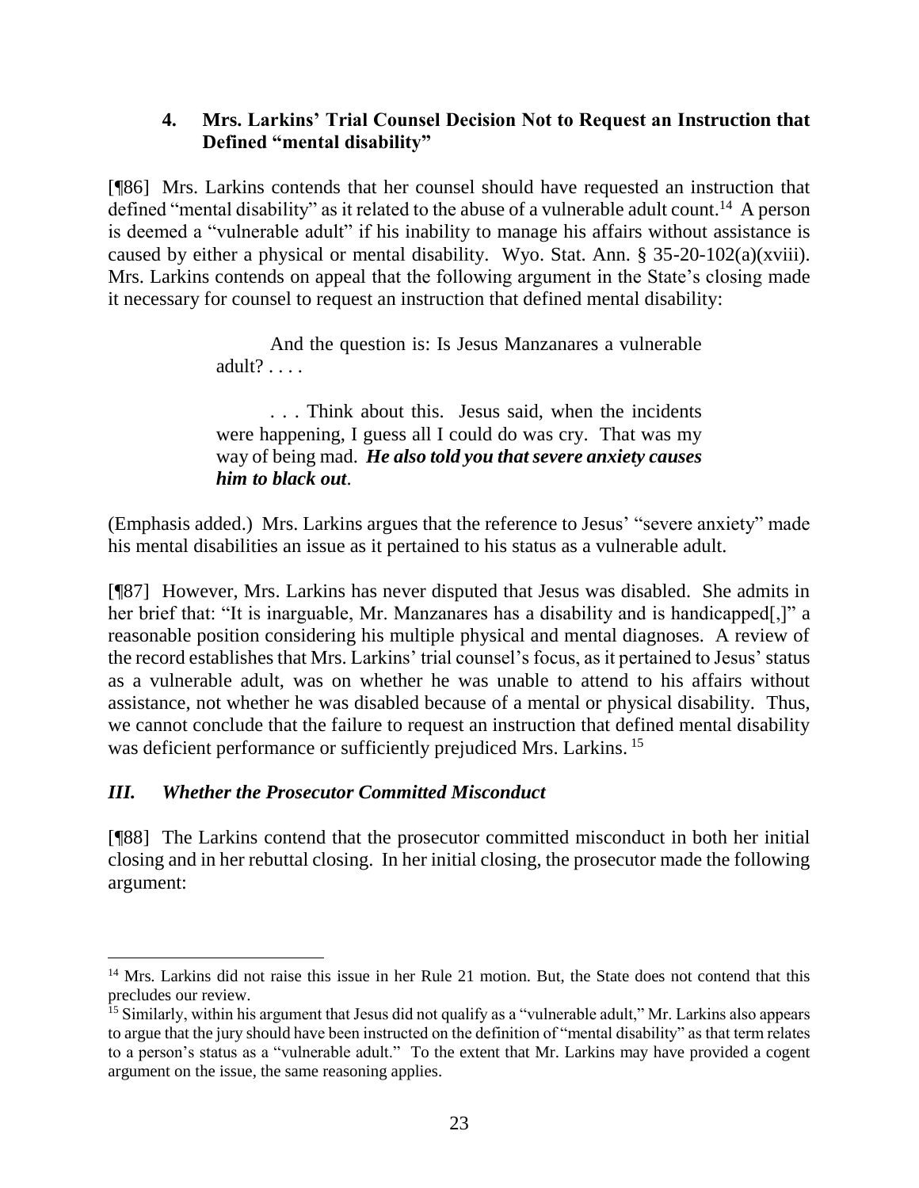### 4. Mrs. Larkins' Trial Counsel Decision Not to Request an Instruction that Defined "mental disability"

[¶86] Mrs. Larkins contends that her counsel should have requested an instruction that defined "mental disability" as it related to the abuse of a vulnerable adult count.[14] A person is deemed a "vulnerable adult" if his inability to manage his affairs without assistance is caused by either a physical or mental disability. Wyo. Stat. Ann. § 35-20-102(a)(xviii). Mrs. Larkins contends on appeal that the following argument in the State's closing made it necessary for counsel to request an instruction that defined mental disability:

> And the question is: Is Jesus Manzanares a vulnerable adult? . . . .
>
> . . . Think about this. Jesus said, when the incidents were happening, I guess all I could do was cry. That was my way of being mad. ***He also told you that severe anxiety causes him to black out***.

(Emphasis added.) Mrs. Larkins argues that the reference to Jesus' "severe anxiety" made his mental disabilities an issue as it pertained to his status as a vulnerable adult.

[¶87] However, Mrs. Larkins has never disputed that Jesus was disabled. She admits in her brief that: "It is inarguable, Mr. Manzanares has a disability and is handicapped[,]" a reasonable position considering his multiple physical and mental diagnoses. A review of the record establishes that Mrs. Larkins' trial counsel's focus, as it pertained to Jesus' status as a vulnerable adult, was on whether he was unable to attend to his affairs without assistance, not whether he was disabled because of a mental or physical disability. Thus, we cannot conclude that the failure to request an instruction that defined mental disability was deficient performance or sufficiently prejudiced Mrs. Larkins.[15]

## *III. Whether the Prosecutor Committed Misconduct*

[¶88] The Larkins contend that the prosecutor committed misconduct in both her initial closing and in her rebuttal closing. In her initial closing, the prosecutor made the following argument:

---

[14] Mrs. Larkins did not raise this issue in her Rule 21 motion. But, the State does not contend that this precludes our review.

[15] Similarly, within his argument that Jesus did not qualify as a "vulnerable adult," Mr. Larkins also appears to argue that the jury should have been instructed on the definition of "mental disability" as that term relates to a person's status as a "vulnerable adult." To the extent that Mr. Larkins may have provided a cogent argument on the issue, the same reasoning applies.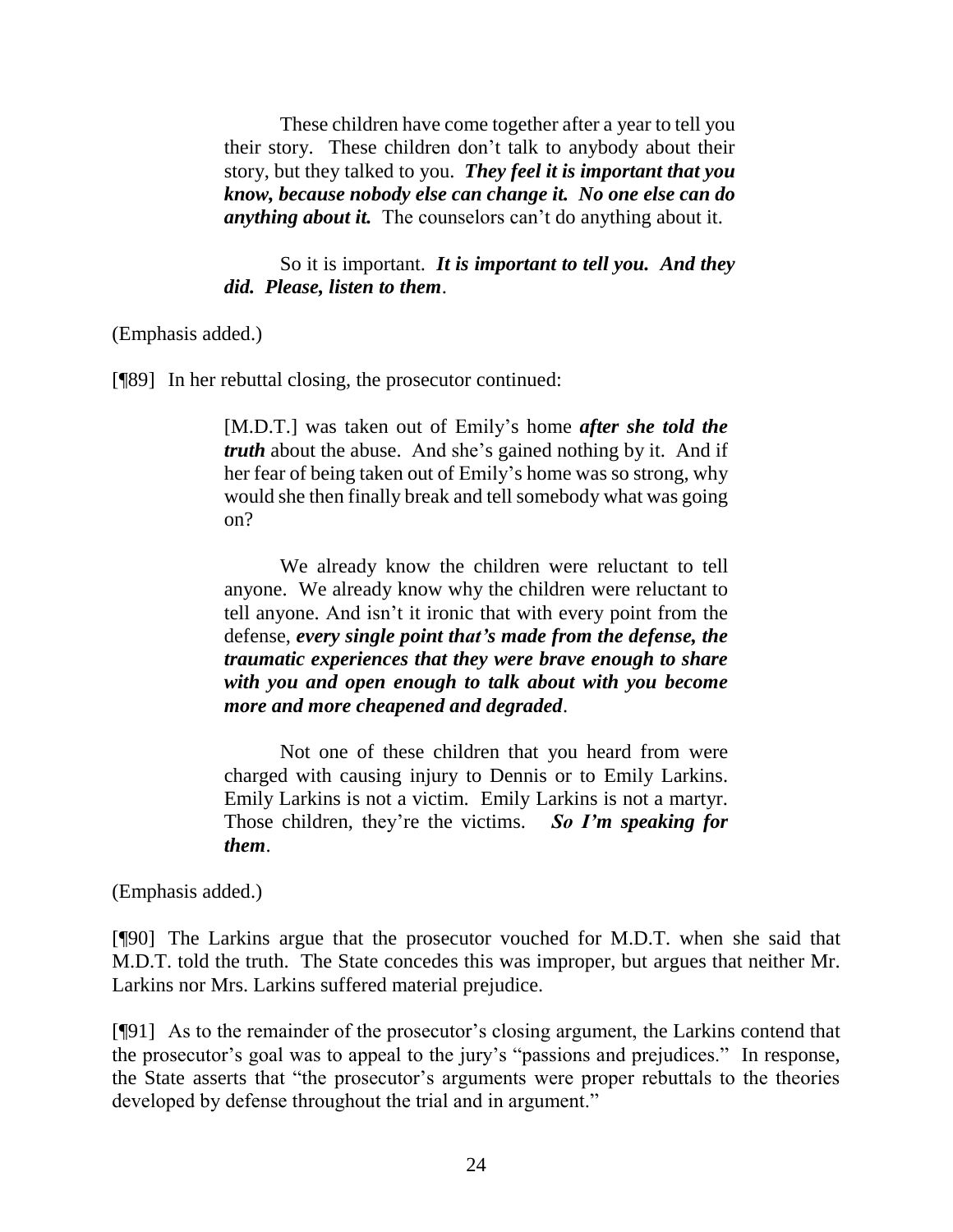> These children have come together after a year to tell you their story. These children don't talk to anybody about their story, but they talked to you. ***They feel it is important that you know, because nobody else can change it. No one else can do anything about it.*** The counselors can't do anything about it.
>
> So it is important. ***It is important to tell you. And they did. Please, listen to them***.

(Emphasis added.)

[¶89] In her rebuttal closing, the prosecutor continued:

> [M.D.T.] was taken out of Emily's home ***after she told the truth*** about the abuse. And she's gained nothing by it. And if her fear of being taken out of Emily's home was so strong, why would she then finally break and tell somebody what was going on?
>
> We already know the children were reluctant to tell anyone. We already know why the children were reluctant to tell anyone. And isn't it ironic that with every point from the defense, ***every single point that's made from the defense, the traumatic experiences that they were brave enough to share with you and open enough to talk about with you become more and more cheapened and degraded***.
>
> Not one of these children that you heard from were charged with causing injury to Dennis or to Emily Larkins. Emily Larkins is not a victim. Emily Larkins is not a martyr. Those children, they're the victims. ***So I'm speaking for them***.

(Emphasis added.)

[¶90] The Larkins argue that the prosecutor vouched for M.D.T. when she said that M.D.T. told the truth. The State concedes this was improper, but argues that neither Mr. Larkins nor Mrs. Larkins suffered material prejudice.

[¶91] As to the remainder of the prosecutor's closing argument, the Larkins contend that the prosecutor's goal was to appeal to the jury's "passions and prejudices." In response, the State asserts that "the prosecutor's arguments were proper rebuttals to the theories developed by defense throughout the trial and in argument."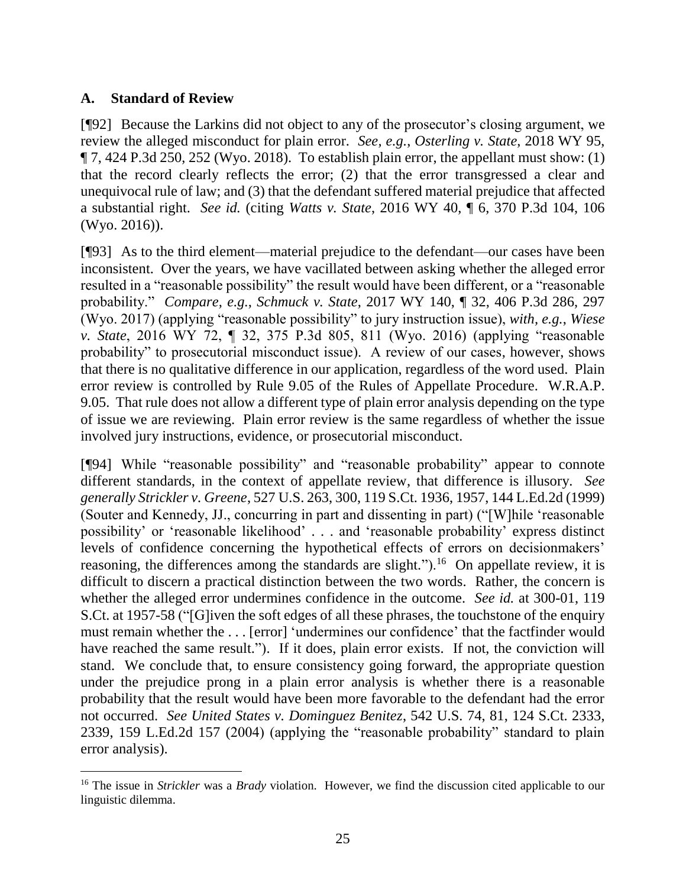## A. Standard of Review

[¶92] Because the Larkins did not object to any of the prosecutor's closing argument, we review the alleged misconduct for plain error. *See, e.g.*, *Osterling v. State*, 2018 WY 95, ¶ 7, 424 P.3d 250, 252 (Wyo. 2018). To establish plain error, the appellant must show: (1) that the record clearly reflects the error; (2) that the error transgressed a clear and unequivocal rule of law; and (3) that the defendant suffered material prejudice that affected a substantial right. *See id.* (citing *Watts v. State*, 2016 WY 40, ¶ 6, 370 P.3d 104, 106 (Wyo. 2016)).

[¶93] As to the third element—material prejudice to the defendant—our cases have been inconsistent. Over the years, we have vacillated between asking whether the alleged error resulted in a "reasonable possibility" the result would have been different, or a "reasonable probability." *Compare, e.g.*, *Schmuck v. State*, 2017 WY 140, ¶ 32, 406 P.3d 286, 297 (Wyo. 2017) (applying "reasonable possibility" to jury instruction issue), *with, e.g.*, *Wiese v. State*, 2016 WY 72, ¶ 32, 375 P.3d 805, 811 (Wyo. 2016) (applying "reasonable probability" to prosecutorial misconduct issue). A review of our cases, however, shows that there is no qualitative difference in our application, regardless of the word used. Plain error review is controlled by Rule 9.05 of the Rules of Appellate Procedure. W.R.A.P. 9.05. That rule does not allow a different type of plain error analysis depending on the type of issue we are reviewing. Plain error review is the same regardless of whether the issue involved jury instructions, evidence, or prosecutorial misconduct.

[¶94] While "reasonable possibility" and "reasonable probability" appear to connote different standards, in the context of appellate review, that difference is illusory. *See generally Strickler v. Greene*, 527 U.S. 263, 300, 119 S.Ct. 1936, 1957, 144 L.Ed.2d (1999) (Souter and Kennedy, JJ., concurring in part and dissenting in part) ("[W]hile 'reasonable possibility' or 'reasonable likelihood' . . . and 'reasonable probability' express distinct levels of confidence concerning the hypothetical effects of errors on decisionmakers' reasoning, the differences among the standards are slight.").[16] On appellate review, it is difficult to discern a practical distinction between the two words. Rather, the concern is whether the alleged error undermines confidence in the outcome. *See id.* at 300-01, 119 S.Ct. at 1957-58 ("[G]iven the soft edges of all these phrases, the touchstone of the enquiry must remain whether the . . . [error] 'undermines our confidence' that the factfinder would have reached the same result."). If it does, plain error exists. If not, the conviction will stand. We conclude that, to ensure consistency going forward, the appropriate question under the prejudice prong in a plain error analysis is whether there is a reasonable probability that the result would have been more favorable to the defendant had the error not occurred. *See United States v. Dominguez Benitez*, 542 U.S. 74, 81, 124 S.Ct. 2333, 2339, 159 L.Ed.2d 157 (2004) (applying the "reasonable probability" standard to plain error analysis).

[16] The issue in *Strickler* was a *Brady* violation. However, we find the discussion cited applicable to our linguistic dilemma.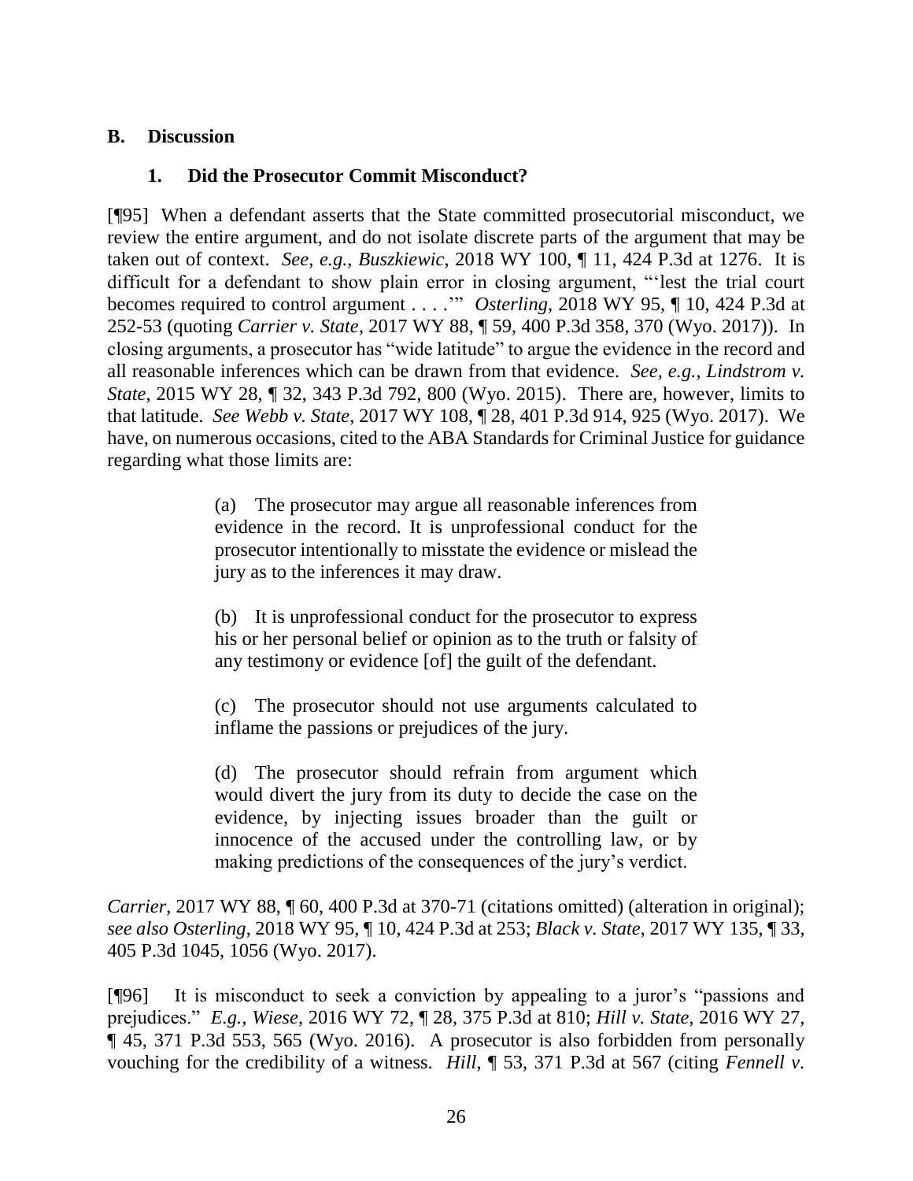## B. Discussion

### 1. Did the Prosecutor Commit Misconduct?

[¶95] When a defendant asserts that the State committed prosecutorial misconduct, we review the entire argument, and do not isolate discrete parts of the argument that may be taken out of context. *See, e.g.*, *Buszkiewic*, 2018 WY 100, ¶ 11, 424 P.3d at 1276. It is difficult for a defendant to show plain error in closing argument, "'lest the trial court becomes required to control argument . . . .'" *Osterling*, 2018 WY 95, ¶ 10, 424 P.3d at 252-53 (quoting *Carrier v. State*, 2017 WY 88, ¶ 59, 400 P.3d 358, 370 (Wyo. 2017)). In closing arguments, a prosecutor has "wide latitude" to argue the evidence in the record and all reasonable inferences which can be drawn from that evidence. *See, e.g.*, *Lindstrom v. State*, 2015 WY 28, ¶ 32, 343 P.3d 792, 800 (Wyo. 2015). There are, however, limits to that latitude. *See Webb v. State*, 2017 WY 108, ¶ 28, 401 P.3d 914, 925 (Wyo. 2017). We have, on numerous occasions, cited to the ABA Standards for Criminal Justice for guidance regarding what those limits are:

> (a) The prosecutor may argue all reasonable inferences from evidence in the record. It is unprofessional conduct for the prosecutor intentionally to misstate the evidence or mislead the jury as to the inferences it may draw.
>
> (b) It is unprofessional conduct for the prosecutor to express his or her personal belief or opinion as to the truth or falsity of any testimony or evidence [of] the guilt of the defendant.
>
> (c) The prosecutor should not use arguments calculated to inflame the passions or prejudices of the jury.
>
> (d) The prosecutor should refrain from argument which would divert the jury from its duty to decide the case on the evidence, by injecting issues broader than the guilt or innocence of the accused under the controlling law, or by making predictions of the consequences of the jury's verdict.

*Carrier*, 2017 WY 88, ¶ 60, 400 P.3d at 370-71 (citations omitted) (alteration in original); *see also Osterling*, 2018 WY 95, ¶ 10, 424 P.3d at 253; *Black v. State*, 2017 WY 135, ¶ 33, 405 P.3d 1045, 1056 (Wyo. 2017).

[¶96] It is misconduct to seek a conviction by appealing to a juror's "passions and prejudices." *E.g.*, *Wiese*, 2016 WY 72, ¶ 28, 375 P.3d at 810; *Hill v. State*, 2016 WY 27, ¶ 45, 371 P.3d 553, 565 (Wyo. 2016). A prosecutor is also forbidden from personally vouching for the credibility of a witness. *Hill*, ¶ 53, 371 P.3d at 567 (citing *Fennell v.*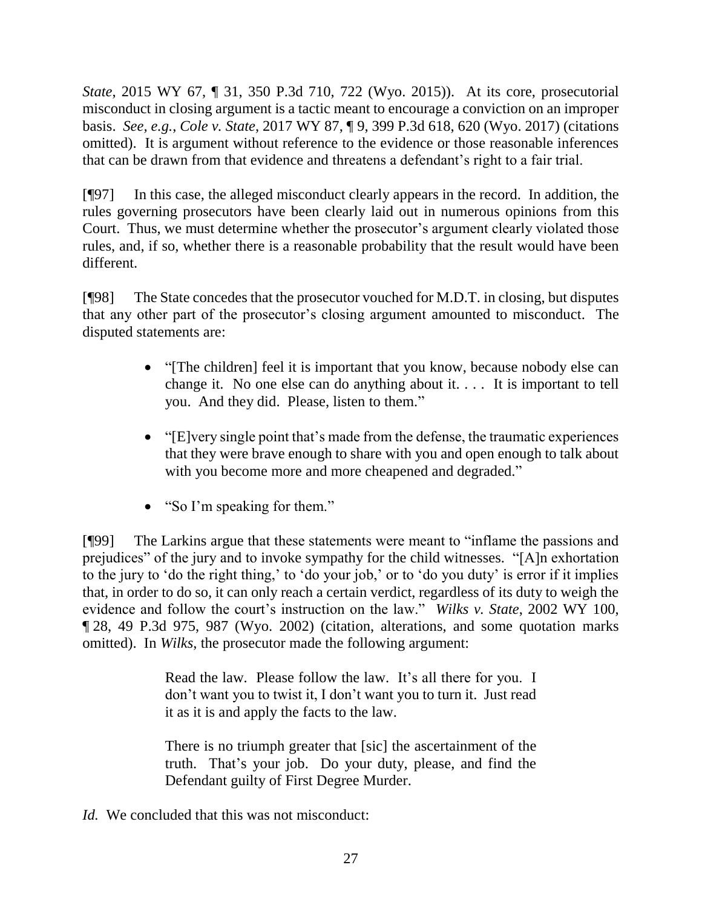*State*, 2015 WY 67, ¶ 31, 350 P.3d 710, 722 (Wyo. 2015)). At its core, prosecutorial misconduct in closing argument is a tactic meant to encourage a conviction on an improper basis. *See, e.g.*, *Cole v. State*, 2017 WY 87, ¶ 9, 399 P.3d 618, 620 (Wyo. 2017) (citations omitted). It is argument without reference to the evidence or those reasonable inferences that can be drawn from that evidence and threatens a defendant's right to a fair trial.

[¶97] In this case, the alleged misconduct clearly appears in the record. In addition, the rules governing prosecutors have been clearly laid out in numerous opinions from this Court. Thus, we must determine whether the prosecutor's argument clearly violated those rules, and, if so, whether there is a reasonable probability that the result would have been different.

[¶98] The State concedes that the prosecutor vouched for M.D.T. in closing, but disputes that any other part of the prosecutor's closing argument amounted to misconduct. The disputed statements are:

- "[The children] feel it is important that you know, because nobody else can change it. No one else can do anything about it. . . . It is important to tell you. And they did. Please, listen to them."
- "[E]very single point that's made from the defense, the traumatic experiences that they were brave enough to share with you and open enough to talk about with you become more and more cheapened and degraded."
- "So I'm speaking for them."

[¶99] The Larkins argue that these statements were meant to "inflame the passions and prejudices" of the jury and to invoke sympathy for the child witnesses. "[A]n exhortation to the jury to 'do the right thing,' to 'do your job,' or to 'do you duty' is error if it implies that, in order to do so, it can only reach a certain verdict, regardless of its duty to weigh the evidence and follow the court's instruction on the law." *Wilks v. State*, 2002 WY 100, ¶ 28, 49 P.3d 975, 987 (Wyo. 2002) (citation, alterations, and some quotation marks omitted). In *Wilks*, the prosecutor made the following argument:

> Read the law. Please follow the law. It's all there for you. I don't want you to twist it, I don't want you to turn it. Just read it as it is and apply the facts to the law.
>
> There is no triumph greater that [sic] the ascertainment of the truth. That's your job. Do your duty, please, and find the Defendant guilty of First Degree Murder.

*Id.* We concluded that this was not misconduct: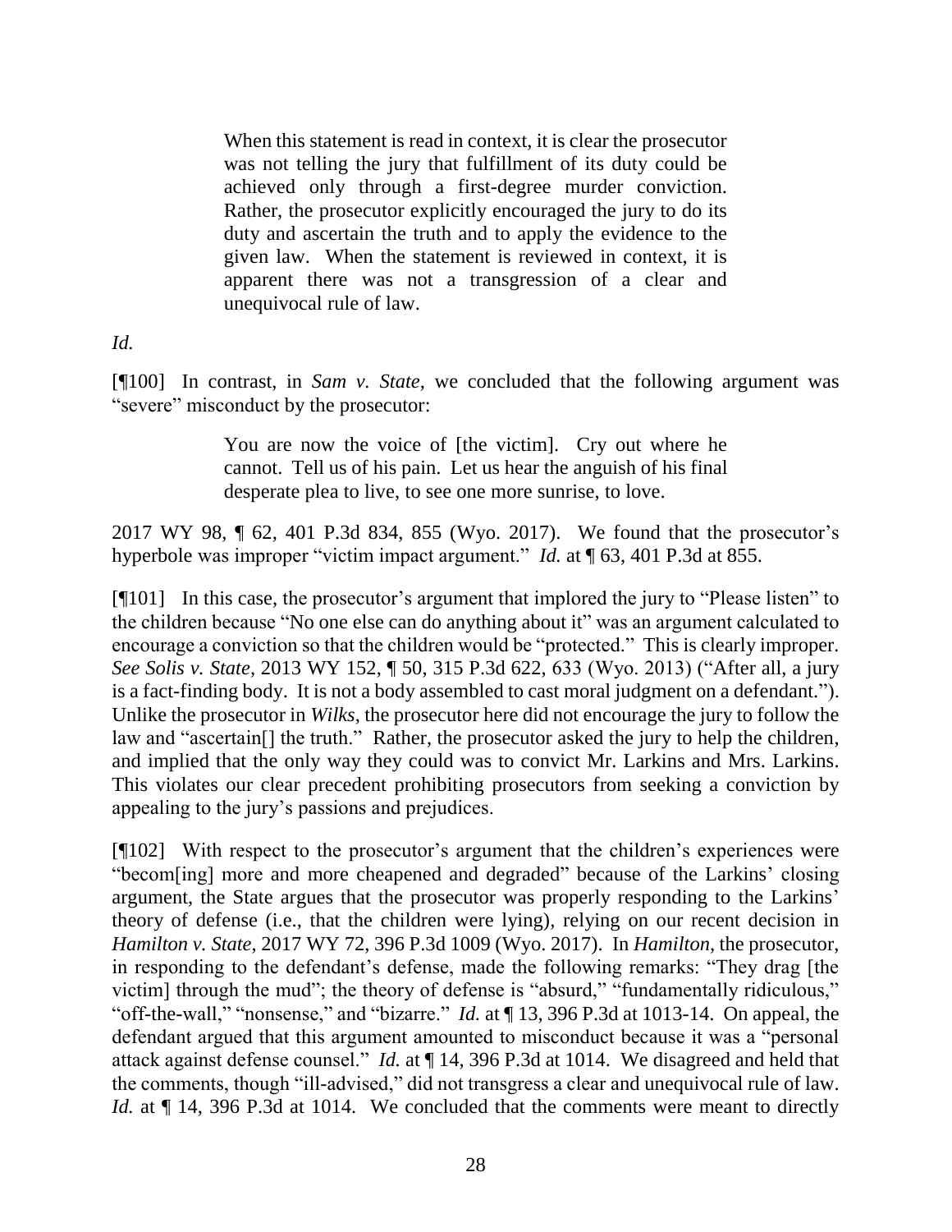> When this statement is read in context, it is clear the prosecutor was not telling the jury that fulfillment of its duty could be achieved only through a first-degree murder conviction. Rather, the prosecutor explicitly encouraged the jury to do its duty and ascertain the truth and to apply the evidence to the given law. When the statement is reviewed in context, it is apparent there was not a transgression of a clear and unequivocal rule of law.

*Id.*

[¶100] In contrast, in *Sam v. State*, we concluded that the following argument was "severe" misconduct by the prosecutor:

> You are now the voice of [the victim]. Cry out where he cannot. Tell us of his pain. Let us hear the anguish of his final desperate plea to live, to see one more sunrise, to love.

2017 WY 98, ¶ 62, 401 P.3d 834, 855 (Wyo. 2017). We found that the prosecutor's hyperbole was improper "victim impact argument." *Id.* at ¶ 63, 401 P.3d at 855.

[¶101] In this case, the prosecutor's argument that implored the jury to "Please listen" to the children because "No one else can do anything about it" was an argument calculated to encourage a conviction so that the children would be "protected." This is clearly improper. *See Solis v. State*, 2013 WY 152, ¶ 50, 315 P.3d 622, 633 (Wyo. 2013) ("After all, a jury is a fact-finding body. It is not a body assembled to cast moral judgment on a defendant."). Unlike the prosecutor in *Wilks*, the prosecutor here did not encourage the jury to follow the law and "ascertain[] the truth." Rather, the prosecutor asked the jury to help the children, and implied that the only way they could was to convict Mr. Larkins and Mrs. Larkins. This violates our clear precedent prohibiting prosecutors from seeking a conviction by appealing to the jury's passions and prejudices.

[¶102] With respect to the prosecutor's argument that the children's experiences were "becom[ing] more and more cheapened and degraded" because of the Larkins' closing argument, the State argues that the prosecutor was properly responding to the Larkins' theory of defense (i.e., that the children were lying), relying on our recent decision in *Hamilton v. State*, 2017 WY 72, 396 P.3d 1009 (Wyo. 2017). In *Hamilton*, the prosecutor, in responding to the defendant's defense, made the following remarks: "They drag [the victim] through the mud"; the theory of defense is "absurd," "fundamentally ridiculous," "off-the-wall," "nonsense," and "bizarre." *Id.* at ¶ 13, 396 P.3d at 1013-14. On appeal, the defendant argued that this argument amounted to misconduct because it was a "personal attack against defense counsel." *Id.* at ¶ 14, 396 P.3d at 1014. We disagreed and held that the comments, though "ill-advised," did not transgress a clear and unequivocal rule of law. *Id.* at ¶ 14, 396 P.3d at 1014. We concluded that the comments were meant to directly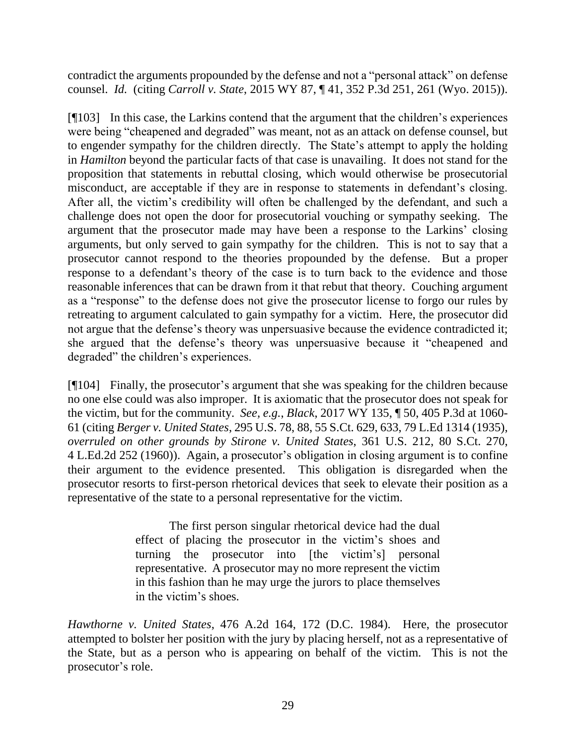contradict the arguments propounded by the defense and not a "personal attack" on defense counsel. *Id.* (citing *Carroll v. State*, 2015 WY 87, ¶ 41, 352 P.3d 251, 261 (Wyo. 2015)).

[¶103] In this case, the Larkins contend that the argument that the children's experiences were being "cheapened and degraded" was meant, not as an attack on defense counsel, but to engender sympathy for the children directly. The State's attempt to apply the holding in *Hamilton* beyond the particular facts of that case is unavailing. It does not stand for the proposition that statements in rebuttal closing, which would otherwise be prosecutorial misconduct, are acceptable if they are in response to statements in defendant's closing. After all, the victim's credibility will often be challenged by the defendant, and such a challenge does not open the door for prosecutorial vouching or sympathy seeking. The argument that the prosecutor made may have been a response to the Larkins' closing arguments, but only served to gain sympathy for the children. This is not to say that a prosecutor cannot respond to the theories propounded by the defense. But a proper response to a defendant's theory of the case is to turn back to the evidence and those reasonable inferences that can be drawn from it that rebut that theory. Couching argument as a "response" to the defense does not give the prosecutor license to forgo our rules by retreating to argument calculated to gain sympathy for a victim. Here, the prosecutor did not argue that the defense's theory was unpersuasive because the evidence contradicted it; she argued that the defense's theory was unpersuasive because it "cheapened and degraded" the children's experiences.

[¶104] Finally, the prosecutor's argument that she was speaking for the children because no one else could was also improper. It is axiomatic that the prosecutor does not speak for the victim, but for the community. *See, e.g.*, *Black*, 2017 WY 135, ¶ 50, 405 P.3d at 1060-61 (citing *Berger v. United States*, 295 U.S. 78, 88, 55 S.Ct. 629, 633, 79 L.Ed 1314 (1935), *overruled on other grounds by Stirone v. United States*, 361 U.S. 212, 80 S.Ct. 270, 4 L.Ed.2d 252 (1960)). Again, a prosecutor's obligation in closing argument is to confine their argument to the evidence presented. This obligation is disregarded when the prosecutor resorts to first-person rhetorical devices that seek to elevate their position as a representative of the state to a personal representative for the victim.

> The first person singular rhetorical device had the dual effect of placing the prosecutor in the victim's shoes and turning the prosecutor into [the victim's] personal representative. A prosecutor may no more represent the victim in this fashion than he may urge the jurors to place themselves in the victim's shoes.

*Hawthorne v. United States*, 476 A.2d 164, 172 (D.C. 1984). Here, the prosecutor attempted to bolster her position with the jury by placing herself, not as a representative of the State, but as a person who is appearing on behalf of the victim. This is not the prosecutor's role.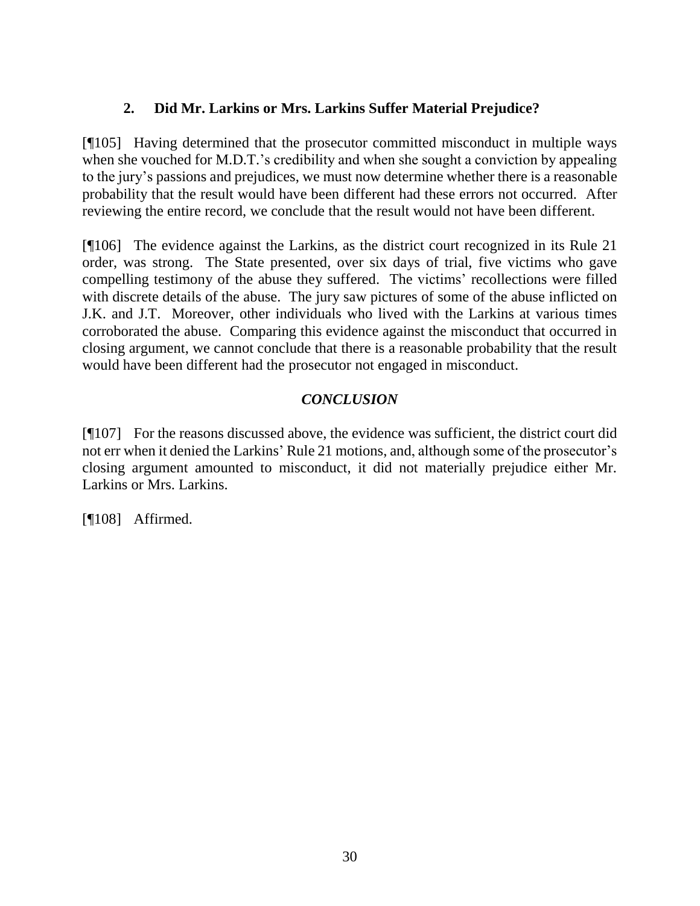### 2. Did Mr. Larkins or Mrs. Larkins Suffer Material Prejudice?

[¶105] Having determined that the prosecutor committed misconduct in multiple ways when she vouched for M.D.T.'s credibility and when she sought a conviction by appealing to the jury's passions and prejudices, we must now determine whether there is a reasonable probability that the result would have been different had these errors not occurred. After reviewing the entire record, we conclude that the result would not have been different.

[¶106] The evidence against the Larkins, as the district court recognized in its Rule 21 order, was strong. The State presented, over six days of trial, five victims who gave compelling testimony of the abuse they suffered. The victims' recollections were filled with discrete details of the abuse. The jury saw pictures of some of the abuse inflicted on J.K. and J.T. Moreover, other individuals who lived with the Larkins at various times corroborated the abuse. Comparing this evidence against the misconduct that occurred in closing argument, we cannot conclude that there is a reasonable probability that the result would have been different had the prosecutor not engaged in misconduct.

## *CONCLUSION*

[¶107] For the reasons discussed above, the evidence was sufficient, the district court did not err when it denied the Larkins' Rule 21 motions, and, although some of the prosecutor's closing argument amounted to misconduct, it did not materially prejudice either Mr. Larkins or Mrs. Larkins.

[¶108] Affirmed.